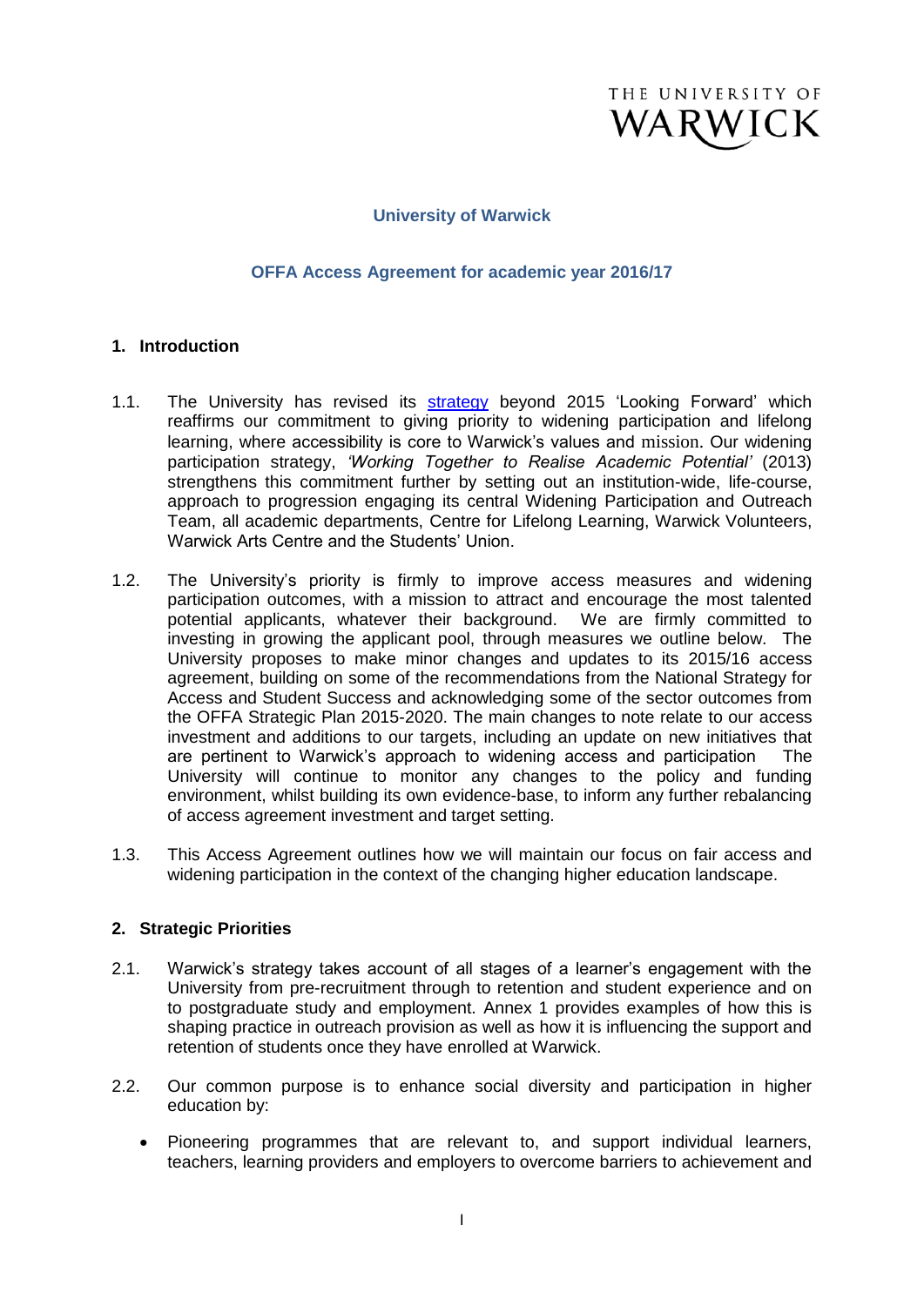THE UNIVERSITY OF WARWICK

**University of Warwick**

**OFFA Access Agreement for academic year 2016/17**

## 1. Introduction

1.1. The University has revised its strategy beyond 2015 'Looking Forward' which reaffirms our commitment to giving priority to widening participation and lifelong learning, where accessibility is core to Warwick's values and mission. Our widening participation strategy, *'Working Together to Realise Academic Potential'* (2013) strengthens this commitment further by setting out an institution-wide, life-course, approach to progression engaging its central Widening Participation and Outreach Team, all academic departments, Centre for Lifelong Learning, Warwick Volunteers, Warwick Arts Centre and the Students' Union.

1.2. The University's priority is firmly to improve access measures and widening participation outcomes, with a mission to attract and encourage the most talented potential applicants, whatever their background. We are firmly committed to investing in growing the applicant pool, through measures we outline below. The University proposes to make minor changes and updates to its 2015/16 access agreement, building on some of the recommendations from the National Strategy for Access and Student Success and acknowledging some of the sector outcomes from the OFFA Strategic Plan 2015-2020. The main changes to note relate to our access investment and additions to our targets, including an update on new initiatives that are pertinent to Warwick's approach to widening access and participation The University will continue to monitor any changes to the policy and funding environment, whilst building its own evidence-base, to inform any further rebalancing of access agreement investment and target setting.

1.3. This Access Agreement outlines how we will maintain our focus on fair access and widening participation in the context of the changing higher education landscape.

## 2. Strategic Priorities

2.1. Warwick's strategy takes account of all stages of a learner's engagement with the University from pre-recruitment through to retention and student experience and on to postgraduate study and employment. Annex 1 provides examples of how this is shaping practice in outreach provision as well as how it is influencing the support and retention of students once they have enrolled at Warwick.

2.2. Our common purpose is to enhance social diversity and participation in higher education by:

- Pioneering programmes that are relevant to, and support individual learners, teachers, learning providers and employers to overcome barriers to achievement and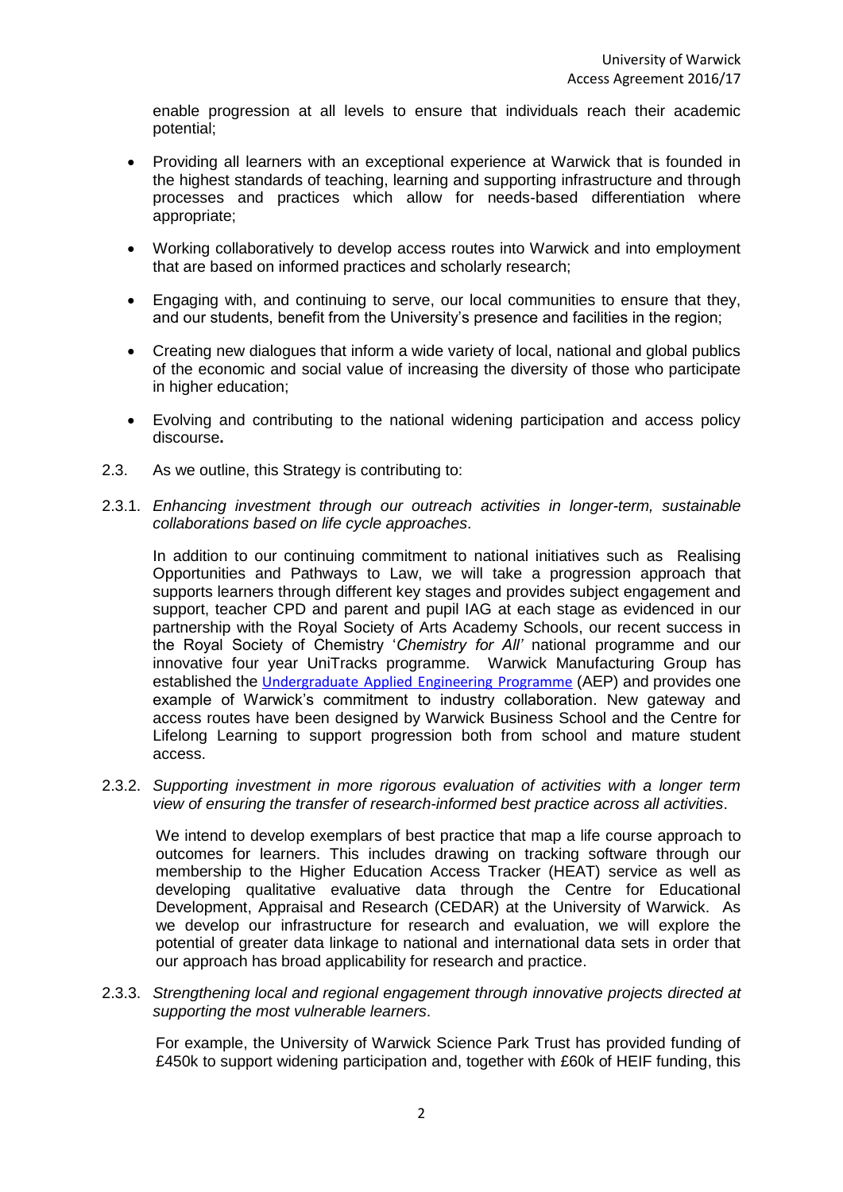enable progression at all levels to ensure that individuals reach their academic potential;

- Providing all learners with an exceptional experience at Warwick that is founded in the highest standards of teaching, learning and supporting infrastructure and through processes and practices which allow for needs-based differentiation where appropriate;

- Working collaboratively to develop access routes into Warwick and into employment that are based on informed practices and scholarly research;

- Engaging with, and continuing to serve, our local communities to ensure that they, and our students, benefit from the University's presence and facilities in the region;

- Creating new dialogues that inform a wide variety of local, national and global publics of the economic and social value of increasing the diversity of those who participate in higher education;

- Evolving and contributing to the national widening participation and access policy discourse**.**

2.3. As we outline, this Strategy is contributing to:

2.3.1. *Enhancing investment through our outreach activities in longer-term, sustainable collaborations based on life cycle approaches*.

In addition to our continuing commitment to national initiatives such as Realising Opportunities and Pathways to Law, we will take a progression approach that supports learners through different key stages and provides subject engagement and support, teacher CPD and parent and pupil IAG at each stage as evidenced in our partnership with the Royal Society of Arts Academy Schools, our recent success in the Royal Society of Chemistry '*Chemistry for All'* national programme and our innovative four year UniTracks programme. Warwick Manufacturing Group has established the Undergraduate Applied Engineering Programme (AEP) and provides one example of Warwick's commitment to industry collaboration. New gateway and access routes have been designed by Warwick Business School and the Centre for Lifelong Learning to support progression both from school and mature student access.

2.3.2. *Supporting investment in more rigorous evaluation of activities with a longer term view of ensuring the transfer of research-informed best practice across all activities*.

We intend to develop exemplars of best practice that map a life course approach to outcomes for learners. This includes drawing on tracking software through our membership to the Higher Education Access Tracker (HEAT) service as well as developing qualitative evaluative data through the Centre for Educational Development, Appraisal and Research (CEDAR) at the University of Warwick. As we develop our infrastructure for research and evaluation, we will explore the potential of greater data linkage to national and international data sets in order that our approach has broad applicability for research and practice.

2.3.3. *Strengthening local and regional engagement through innovative projects directed at supporting the most vulnerable learners*.

For example, the University of Warwick Science Park Trust has provided funding of £450k to support widening participation and, together with £60k of HEIF funding, this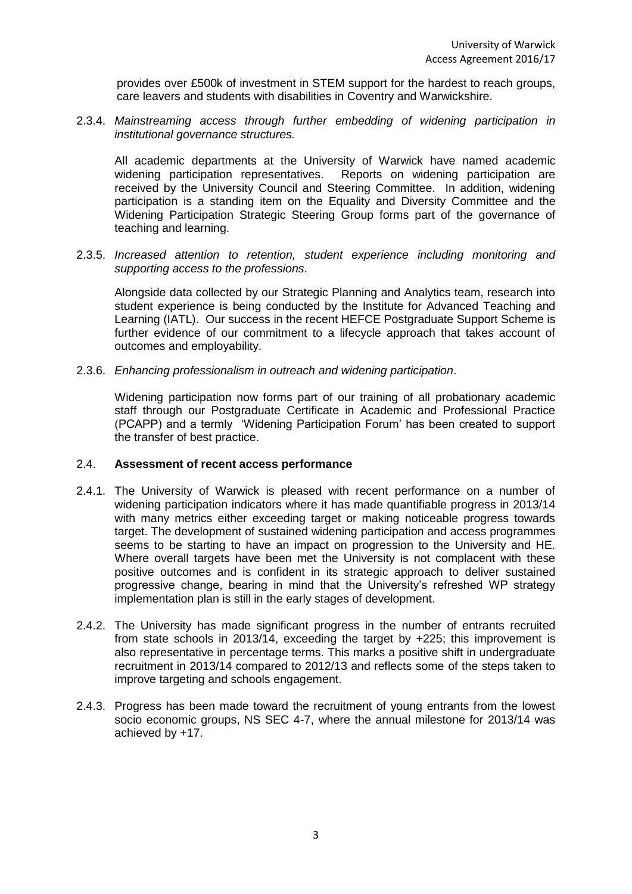provides over £500k of investment in STEM support for the hardest to reach groups, care leavers and students with disabilities in Coventry and Warwickshire.

2.3.4. *Mainstreaming access through further embedding of widening participation in institutional governance structures.*

All academic departments at the University of Warwick have named academic widening participation representatives. Reports on widening participation are received by the University Council and Steering Committee. In addition, widening participation is a standing item on the Equality and Diversity Committee and the Widening Participation Strategic Steering Group forms part of the governance of teaching and learning.

2.3.5. *Increased attention to retention, student experience including monitoring and supporting access to the professions*.

Alongside data collected by our Strategic Planning and Analytics team, research into student experience is being conducted by the Institute for Advanced Teaching and Learning (IATL). Our success in the recent HEFCE Postgraduate Support Scheme is further evidence of our commitment to a lifecycle approach that takes account of outcomes and employability.

2.3.6. *Enhancing professionalism in outreach and widening participation*.

Widening participation now forms part of our training of all probationary academic staff through our Postgraduate Certificate in Academic and Professional Practice (PCAPP) and a termly 'Widening Participation Forum' has been created to support the transfer of best practice.

### 2.4. **Assessment of recent access performance**

2.4.1. The University of Warwick is pleased with recent performance on a number of widening participation indicators where it has made quantifiable progress in 2013/14 with many metrics either exceeding target or making noticeable progress towards target. The development of sustained widening participation and access programmes seems to be starting to have an impact on progression to the University and HE. Where overall targets have been met the University is not complacent with these positive outcomes and is confident in its strategic approach to deliver sustained progressive change, bearing in mind that the University's refreshed WP strategy implementation plan is still in the early stages of development.

2.4.2. The University has made significant progress in the number of entrants recruited from state schools in 2013/14, exceeding the target by +225; this improvement is also representative in percentage terms. This marks a positive shift in undergraduate recruitment in 2013/14 compared to 2012/13 and reflects some of the steps taken to improve targeting and schools engagement.

2.4.3. Progress has been made toward the recruitment of young entrants from the lowest socio economic groups, NS SEC 4-7, where the annual milestone for 2013/14 was achieved by +17.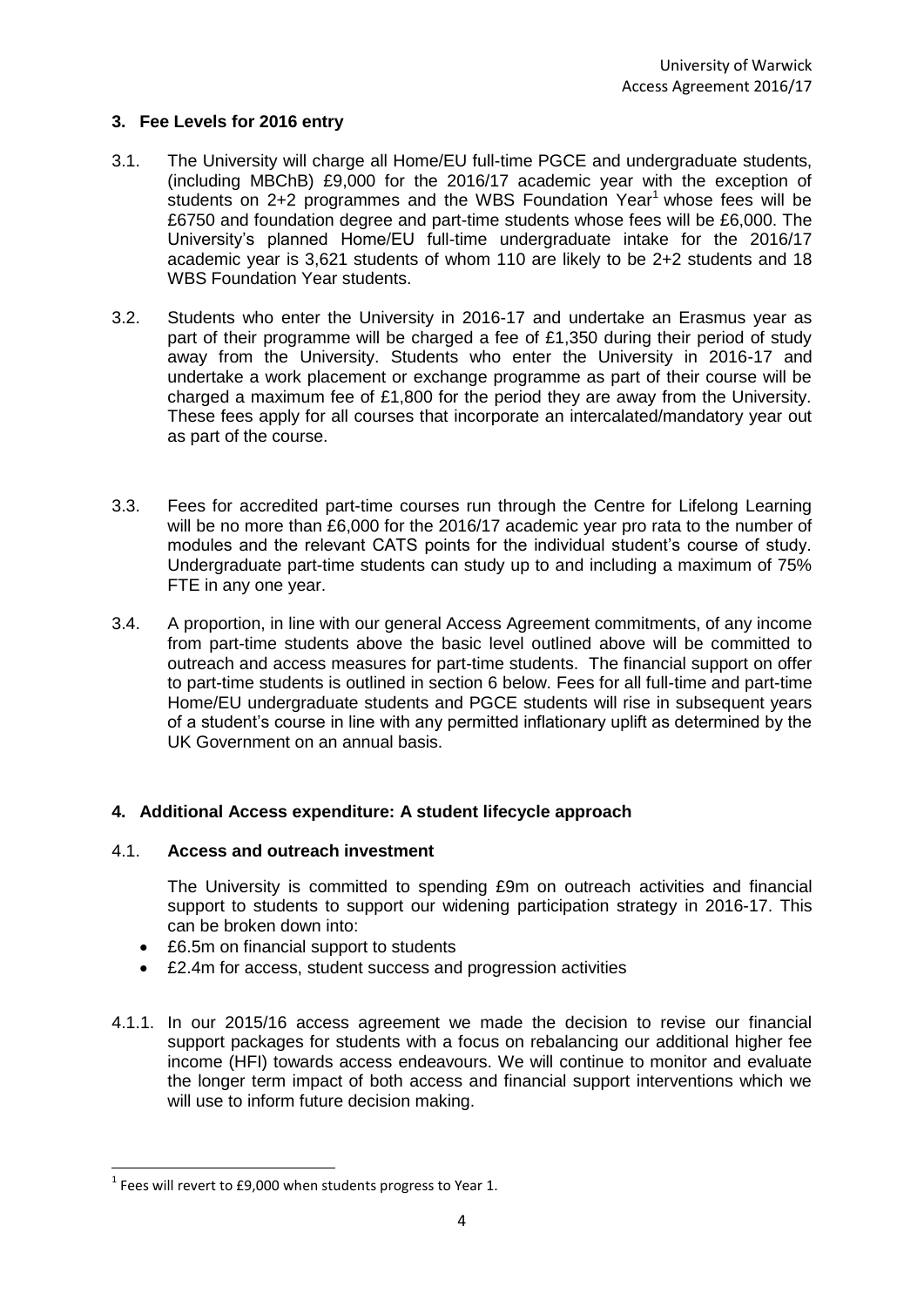## 3. Fee Levels for 2016 entry

3.1. The University will charge all Home/EU full-time PGCE and undergraduate students, (including MBChB) £9,000 for the 2016/17 academic year with the exception of students on 2+2 programmes and the WBS Foundation Year[1] whose fees will be £6750 and foundation degree and part-time students whose fees will be £6,000. The University's planned Home/EU full-time undergraduate intake for the 2016/17 academic year is 3,621 students of whom 110 are likely to be 2+2 students and 18 WBS Foundation Year students.

3.2. Students who enter the University in 2016-17 and undertake an Erasmus year as part of their programme will be charged a fee of £1,350 during their period of study away from the University. Students who enter the University in 2016-17 and undertake a work placement or exchange programme as part of their course will be charged a maximum fee of £1,800 for the period they are away from the University. These fees apply for all courses that incorporate an intercalated/mandatory year out as part of the course.

3.3. Fees for accredited part-time courses run through the Centre for Lifelong Learning will be no more than £6,000 for the 2016/17 academic year pro rata to the number of modules and the relevant CATS points for the individual student's course of study. Undergraduate part-time students can study up to and including a maximum of 75% FTE in any one year.

3.4. A proportion, in line with our general Access Agreement commitments, of any income from part-time students above the basic level outlined above will be committed to outreach and access measures for part-time students. The financial support on offer to part-time students is outlined in section 6 below. Fees for all full-time and part-time Home/EU undergraduate students and PGCE students will rise in subsequent years of a student's course in line with any permitted inflationary uplift as determined by the UK Government on an annual basis.

## 4. Additional Access expenditure: A student lifecycle approach

### 4.1. Access and outreach investment

The University is committed to spending £9m on outreach activities and financial support to students to support our widening participation strategy in 2016-17. This can be broken down into:

- £6.5m on financial support to students
- £2.4m for access, student success and progression activities

4.1.1. In our 2015/16 access agreement we made the decision to revise our financial support packages for students with a focus on rebalancing our additional higher fee income (HFI) towards access endeavours. We will continue to monitor and evaluate the longer term impact of both access and financial support interventions which we will use to inform future decision making.

[1] Fees will revert to £9,000 when students progress to Year 1.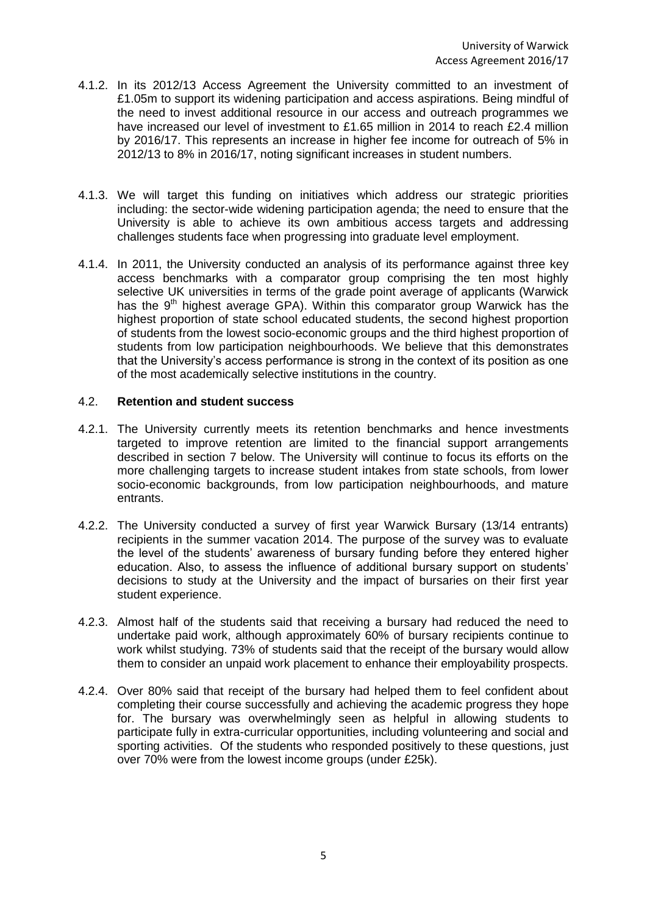4.1.2. In its 2012/13 Access Agreement the University committed to an investment of £1.05m to support its widening participation and access aspirations. Being mindful of the need to invest additional resource in our access and outreach programmes we have increased our level of investment to £1.65 million in 2014 to reach £2.4 million by 2016/17. This represents an increase in higher fee income for outreach of 5% in 2012/13 to 8% in 2016/17, noting significant increases in student numbers.

4.1.3. We will target this funding on initiatives which address our strategic priorities including: the sector-wide widening participation agenda; the need to ensure that the University is able to achieve its own ambitious access targets and addressing challenges students face when progressing into graduate level employment.

4.1.4. In 2011, the University conducted an analysis of its performance against three key access benchmarks with a comparator group comprising the ten most highly selective UK universities in terms of the grade point average of applicants (Warwick has the 9th highest average GPA). Within this comparator group Warwick has the highest proportion of state school educated students, the second highest proportion of students from the lowest socio-economic groups and the third highest proportion of students from low participation neighbourhoods. We believe that this demonstrates that the University's access performance is strong in the context of its position as one of the most academically selective institutions in the country.

## 4.2. Retention and student success

4.2.1. The University currently meets its retention benchmarks and hence investments targeted to improve retention are limited to the financial support arrangements described in section 7 below. The University will continue to focus its efforts on the more challenging targets to increase student intakes from state schools, from lower socio-economic backgrounds, from low participation neighbourhoods, and mature entrants.

4.2.2. The University conducted a survey of first year Warwick Bursary (13/14 entrants) recipients in the summer vacation 2014. The purpose of the survey was to evaluate the level of the students' awareness of bursary funding before they entered higher education. Also, to assess the influence of additional bursary support on students' decisions to study at the University and the impact of bursaries on their first year student experience.

4.2.3. Almost half of the students said that receiving a bursary had reduced the need to undertake paid work, although approximately 60% of bursary recipients continue to work whilst studying. 73% of students said that the receipt of the bursary would allow them to consider an unpaid work placement to enhance their employability prospects.

4.2.4. Over 80% said that receipt of the bursary had helped them to feel confident about completing their course successfully and achieving the academic progress they hope for. The bursary was overwhelmingly seen as helpful in allowing students to participate fully in extra-curricular opportunities, including volunteering and social and sporting activities. Of the students who responded positively to these questions, just over 70% were from the lowest income groups (under £25k).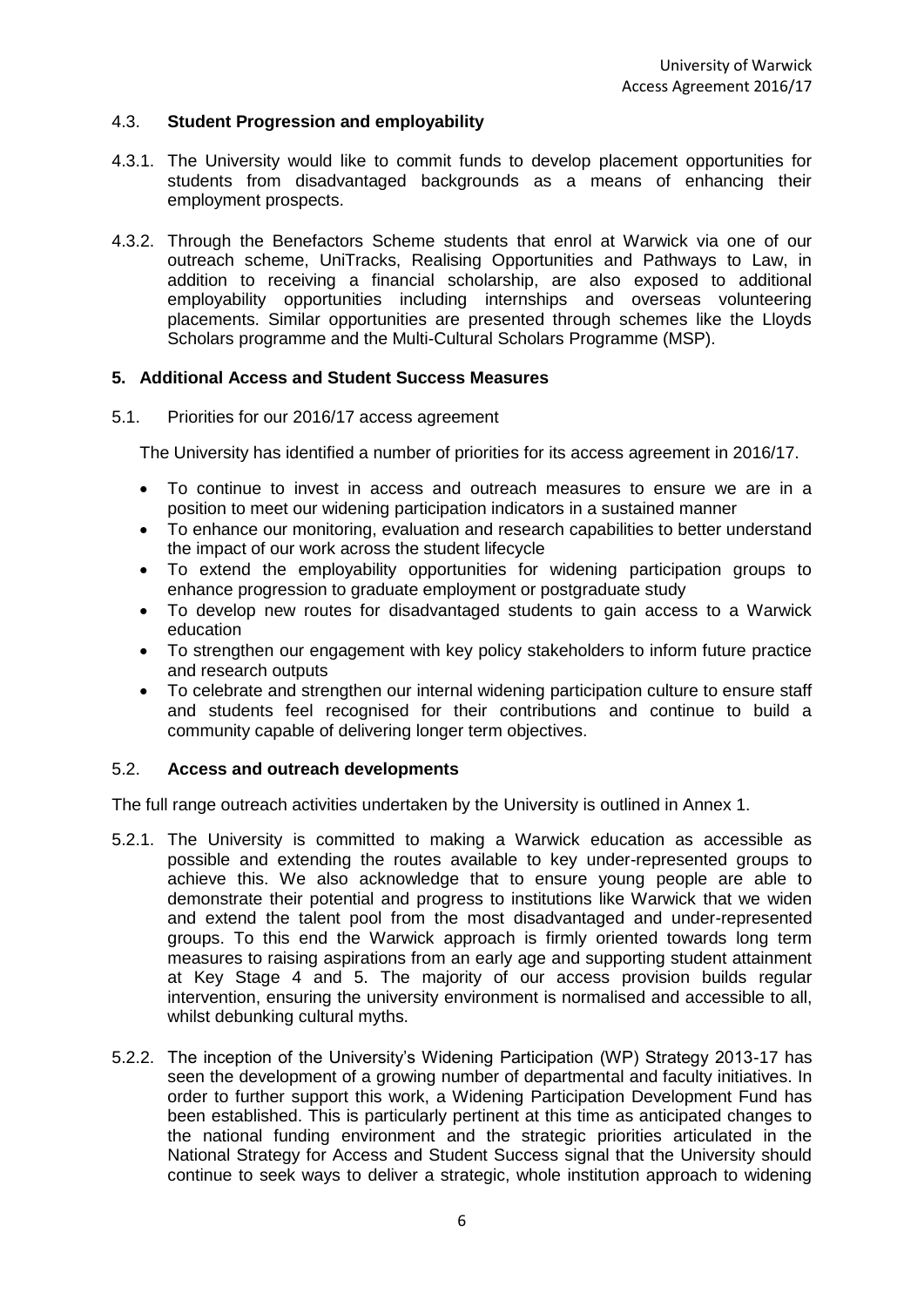### 4.3. **Student Progression and employability**

4.3.1. The University would like to commit funds to develop placement opportunities for students from disadvantaged backgrounds as a means of enhancing their employment prospects.

4.3.2. Through the Benefactors Scheme students that enrol at Warwick via one of our outreach scheme, UniTracks, Realising Opportunities and Pathways to Law, in addition to receiving a financial scholarship, are also exposed to additional employability opportunities including internships and overseas volunteering placements. Similar opportunities are presented through schemes like the Lloyds Scholars programme and the Multi-Cultural Scholars Programme (MSP).

## 5. **Additional Access and Student Success Measures**

5.1. Priorities for our 2016/17 access agreement

The University has identified a number of priorities for its access agreement in 2016/17.

- To continue to invest in access and outreach measures to ensure we are in a position to meet our widening participation indicators in a sustained manner
- To enhance our monitoring, evaluation and research capabilities to better understand the impact of our work across the student lifecycle
- To extend the employability opportunities for widening participation groups to enhance progression to graduate employment or postgraduate study
- To develop new routes for disadvantaged students to gain access to a Warwick education
- To strengthen our engagement with key policy stakeholders to inform future practice and research outputs
- To celebrate and strengthen our internal widening participation culture to ensure staff and students feel recognised for their contributions and continue to build a community capable of delivering longer term objectives.

### 5.2. **Access and outreach developments**

The full range outreach activities undertaken by the University is outlined in Annex 1.

5.2.1. The University is committed to making a Warwick education as accessible as possible and extending the routes available to key under-represented groups to achieve this. We also acknowledge that to ensure young people are able to demonstrate their potential and progress to institutions like Warwick that we widen and extend the talent pool from the most disadvantaged and under-represented groups. To this end the Warwick approach is firmly oriented towards long term measures to raising aspirations from an early age and supporting student attainment at Key Stage 4 and 5. The majority of our access provision builds regular intervention, ensuring the university environment is normalised and accessible to all, whilst debunking cultural myths.

5.2.2. The inception of the University's Widening Participation (WP) Strategy 2013-17 has seen the development of a growing number of departmental and faculty initiatives. In order to further support this work, a Widening Participation Development Fund has been established. This is particularly pertinent at this time as anticipated changes to the national funding environment and the strategic priorities articulated in the National Strategy for Access and Student Success signal that the University should continue to seek ways to deliver a strategic, whole institution approach to widening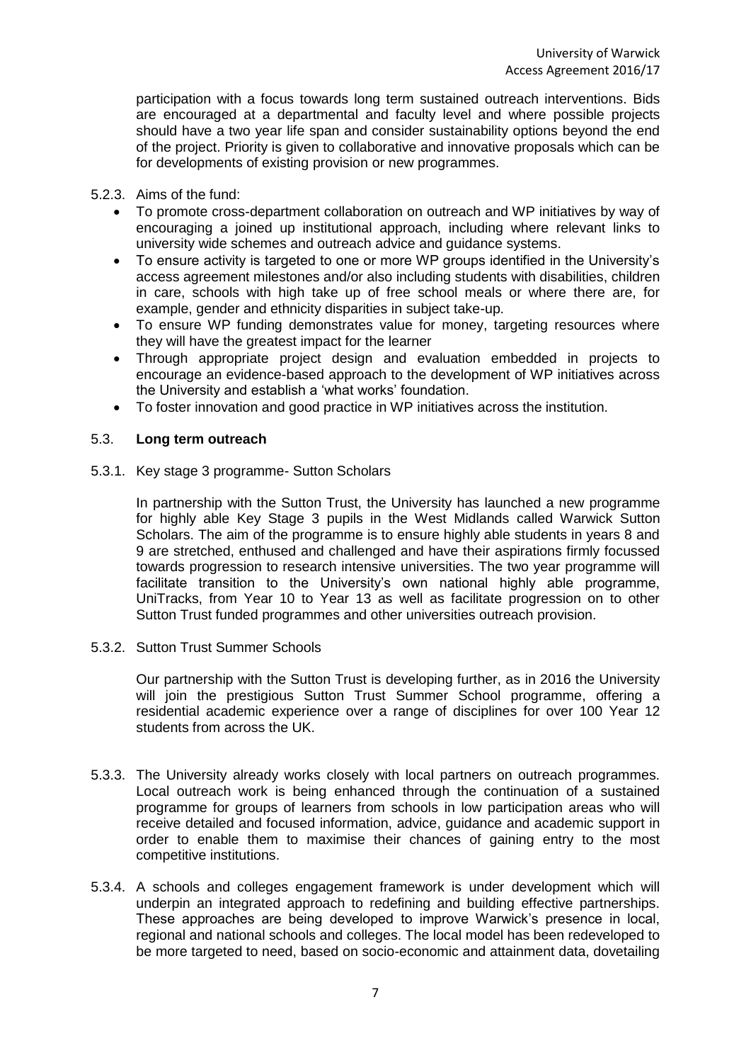participation with a focus towards long term sustained outreach interventions. Bids are encouraged at a departmental and faculty level and where possible projects should have a two year life span and consider sustainability options beyond the end of the project. Priority is given to collaborative and innovative proposals which can be for developments of existing provision or new programmes.

5.2.3. Aims of the fund:

- To promote cross-department collaboration on outreach and WP initiatives by way of encouraging a joined up institutional approach, including where relevant links to university wide schemes and outreach advice and guidance systems.
- To ensure activity is targeted to one or more WP groups identified in the University's access agreement milestones and/or also including students with disabilities, children in care, schools with high take up of free school meals or where there are, for example, gender and ethnicity disparities in subject take-up.
- To ensure WP funding demonstrates value for money, targeting resources where they will have the greatest impact for the learner
- Through appropriate project design and evaluation embedded in projects to encourage an evidence-based approach to the development of WP initiatives across the University and establish a 'what works' foundation.
- To foster innovation and good practice in WP initiatives across the institution.

## 5.3. **Long term outreach**

5.3.1. Key stage 3 programme- Sutton Scholars

In partnership with the Sutton Trust, the University has launched a new programme for highly able Key Stage 3 pupils in the West Midlands called Warwick Sutton Scholars. The aim of the programme is to ensure highly able students in years 8 and 9 are stretched, enthused and challenged and have their aspirations firmly focussed towards progression to research intensive universities. The two year programme will facilitate transition to the University's own national highly able programme, UniTracks, from Year 10 to Year 13 as well as facilitate progression on to other Sutton Trust funded programmes and other universities outreach provision.

5.3.2. Sutton Trust Summer Schools

Our partnership with the Sutton Trust is developing further, as in 2016 the University will join the prestigious Sutton Trust Summer School programme, offering a residential academic experience over a range of disciplines for over 100 Year 12 students from across the UK.

5.3.3. The University already works closely with local partners on outreach programmes. Local outreach work is being enhanced through the continuation of a sustained programme for groups of learners from schools in low participation areas who will receive detailed and focused information, advice, guidance and academic support in order to enable them to maximise their chances of gaining entry to the most competitive institutions.

5.3.4. A schools and colleges engagement framework is under development which will underpin an integrated approach to redefining and building effective partnerships. These approaches are being developed to improve Warwick's presence in local, regional and national schools and colleges. The local model has been redeveloped to be more targeted to need, based on socio-economic and attainment data, dovetailing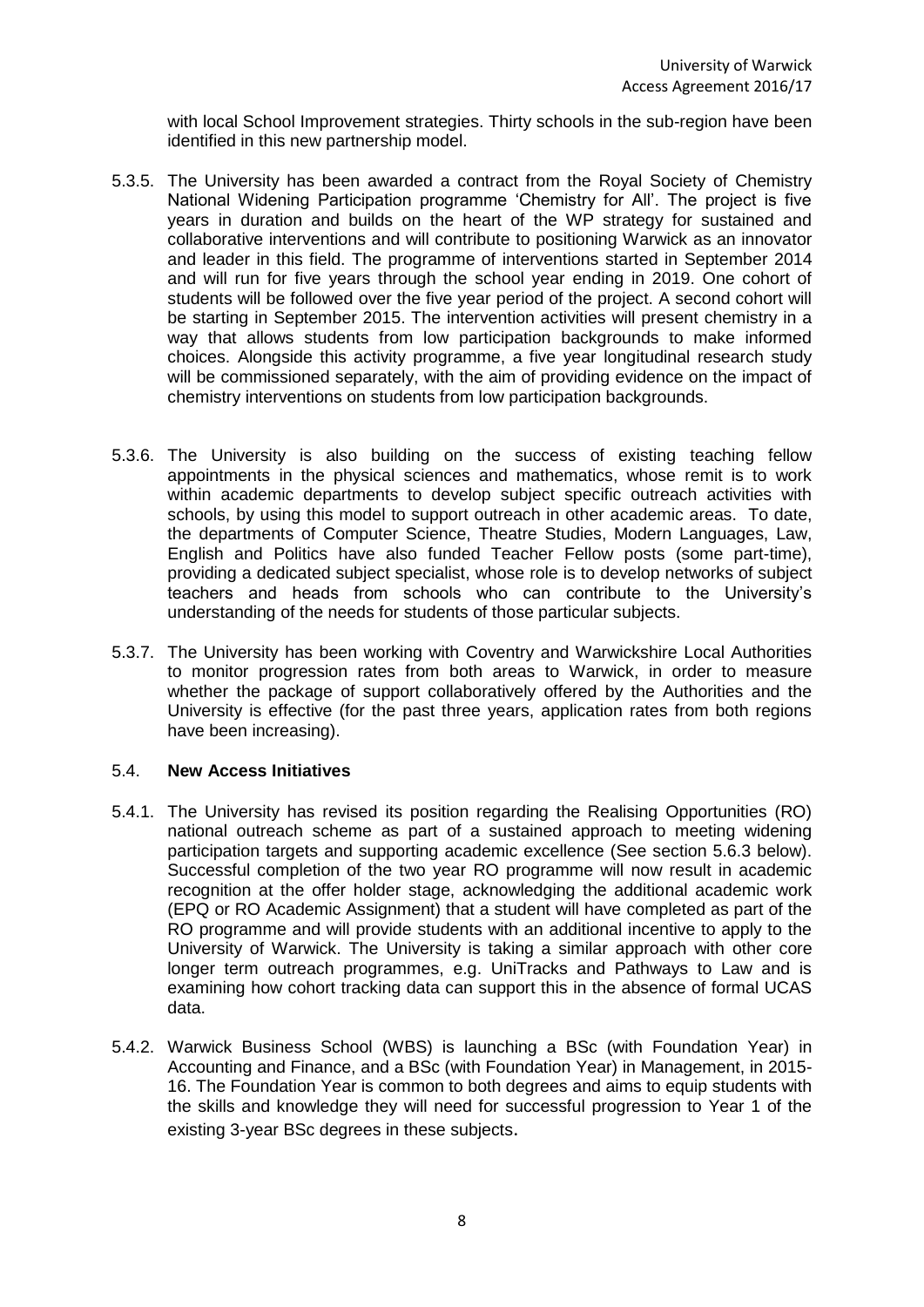with local School Improvement strategies. Thirty schools in the sub-region have been identified in this new partnership model.

5.3.5. The University has been awarded a contract from the Royal Society of Chemistry National Widening Participation programme 'Chemistry for All'. The project is five years in duration and builds on the heart of the WP strategy for sustained and collaborative interventions and will contribute to positioning Warwick as an innovator and leader in this field. The programme of interventions started in September 2014 and will run for five years through the school year ending in 2019. One cohort of students will be followed over the five year period of the project. A second cohort will be starting in September 2015. The intervention activities will present chemistry in a way that allows students from low participation backgrounds to make informed choices. Alongside this activity programme, a five year longitudinal research study will be commissioned separately, with the aim of providing evidence on the impact of chemistry interventions on students from low participation backgrounds.

5.3.6. The University is also building on the success of existing teaching fellow appointments in the physical sciences and mathematics, whose remit is to work within academic departments to develop subject specific outreach activities with schools, by using this model to support outreach in other academic areas. To date, the departments of Computer Science, Theatre Studies, Modern Languages, Law, English and Politics have also funded Teacher Fellow posts (some part-time), providing a dedicated subject specialist, whose role is to develop networks of subject teachers and heads from schools who can contribute to the University's understanding of the needs for students of those particular subjects.

5.3.7. The University has been working with Coventry and Warwickshire Local Authorities to monitor progression rates from both areas to Warwick, in order to measure whether the package of support collaboratively offered by the Authorities and the University is effective (for the past three years, application rates from both regions have been increasing).

### 5.4. **New Access Initiatives**

5.4.1. The University has revised its position regarding the Realising Opportunities (RO) national outreach scheme as part of a sustained approach to meeting widening participation targets and supporting academic excellence (See section 5.6.3 below). Successful completion of the two year RO programme will now result in academic recognition at the offer holder stage, acknowledging the additional academic work (EPQ or RO Academic Assignment) that a student will have completed as part of the RO programme and will provide students with an additional incentive to apply to the University of Warwick. The University is taking a similar approach with other core longer term outreach programmes, e.g. UniTracks and Pathways to Law and is examining how cohort tracking data can support this in the absence of formal UCAS data.

5.4.2. Warwick Business School (WBS) is launching a BSc (with Foundation Year) in Accounting and Finance, and a BSc (with Foundation Year) in Management, in 2015-16. The Foundation Year is common to both degrees and aims to equip students with the skills and knowledge they will need for successful progression to Year 1 of the existing 3-year BSc degrees in these subjects.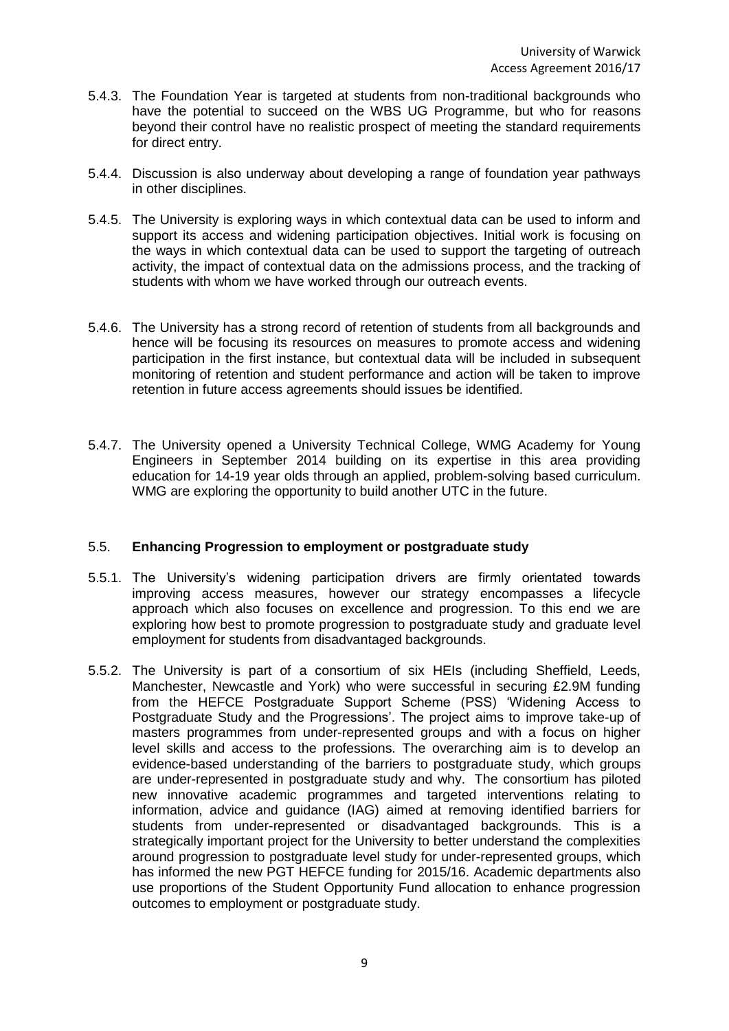5.4.3. The Foundation Year is targeted at students from non-traditional backgrounds who have the potential to succeed on the WBS UG Programme, but who for reasons beyond their control have no realistic prospect of meeting the standard requirements for direct entry.

5.4.4. Discussion is also underway about developing a range of foundation year pathways in other disciplines.

5.4.5. The University is exploring ways in which contextual data can be used to inform and support its access and widening participation objectives. Initial work is focusing on the ways in which contextual data can be used to support the targeting of outreach activity, the impact of contextual data on the admissions process, and the tracking of students with whom we have worked through our outreach events.

5.4.6. The University has a strong record of retention of students from all backgrounds and hence will be focusing its resources on measures to promote access and widening participation in the first instance, but contextual data will be included in subsequent monitoring of retention and student performance and action will be taken to improve retention in future access agreements should issues be identified.

5.4.7. The University opened a University Technical College, WMG Academy for Young Engineers in September 2014 building on its expertise in this area providing education for 14-19 year olds through an applied, problem-solving based curriculum. WMG are exploring the opportunity to build another UTC in the future.

## 5.5. Enhancing Progression to employment or postgraduate study

5.5.1. The University's widening participation drivers are firmly orientated towards improving access measures, however our strategy encompasses a lifecycle approach which also focuses on excellence and progression. To this end we are exploring how best to promote progression to postgraduate study and graduate level employment for students from disadvantaged backgrounds.

5.5.2. The University is part of a consortium of six HEIs (including Sheffield, Leeds, Manchester, Newcastle and York) who were successful in securing £2.9M funding from the HEFCE Postgraduate Support Scheme (PSS) 'Widening Access to Postgraduate Study and the Progressions'. The project aims to improve take-up of masters programmes from under-represented groups and with a focus on higher level skills and access to the professions. The overarching aim is to develop an evidence-based understanding of the barriers to postgraduate study, which groups are under-represented in postgraduate study and why. The consortium has piloted new innovative academic programmes and targeted interventions relating to information, advice and guidance (IAG) aimed at removing identified barriers for students from under-represented or disadvantaged backgrounds. This is a strategically important project for the University to better understand the complexities around progression to postgraduate level study for under-represented groups, which has informed the new PGT HEFCE funding for 2015/16. Academic departments also use proportions of the Student Opportunity Fund allocation to enhance progression outcomes to employment or postgraduate study.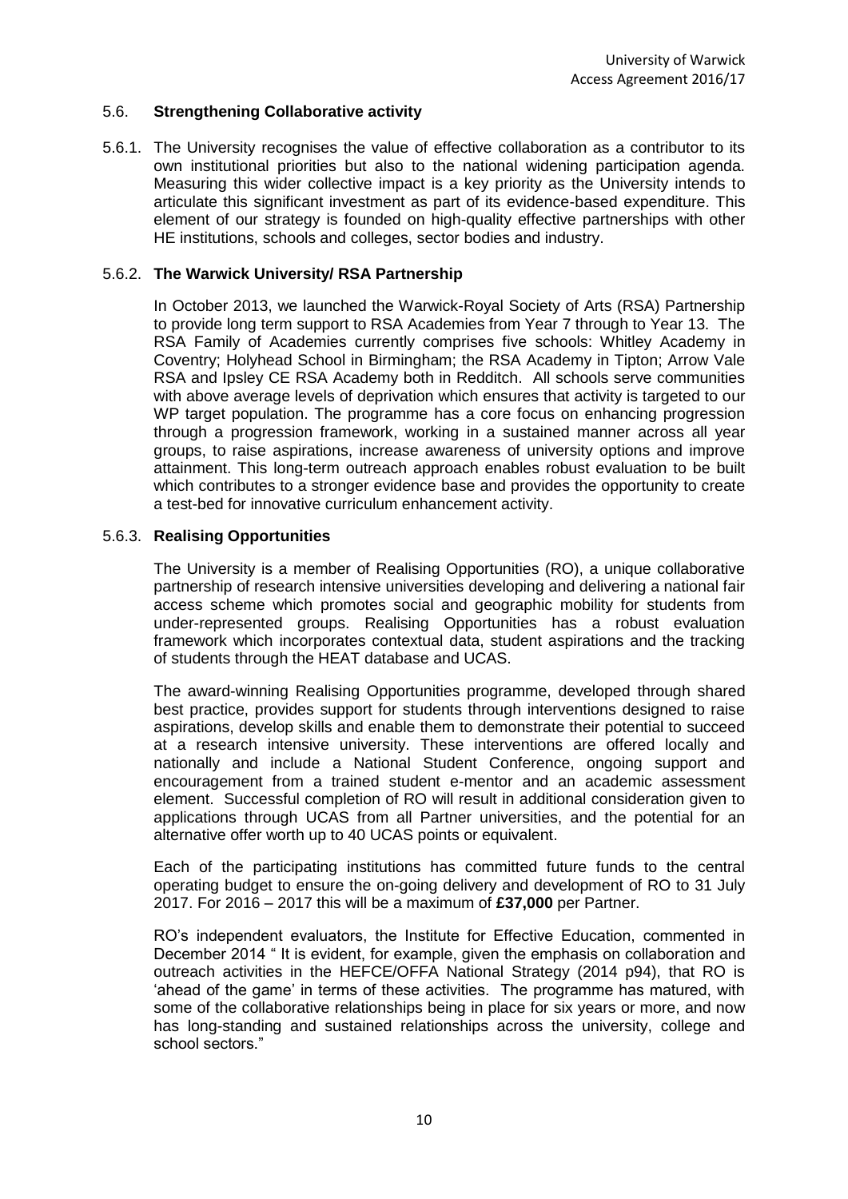## 5.6. Strengthening Collaborative activity

5.6.1. The University recognises the value of effective collaboration as a contributor to its own institutional priorities but also to the national widening participation agenda. Measuring this wider collective impact is a key priority as the University intends to articulate this significant investment as part of its evidence-based expenditure. This element of our strategy is founded on high-quality effective partnerships with other HE institutions, schools and colleges, sector bodies and industry.

### 5.6.2. The Warwick University/ RSA Partnership

In October 2013, we launched the Warwick-Royal Society of Arts (RSA) Partnership to provide long term support to RSA Academies from Year 7 through to Year 13. The RSA Family of Academies currently comprises five schools: Whitley Academy in Coventry; Holyhead School in Birmingham; the RSA Academy in Tipton; Arrow Vale RSA and Ipsley CE RSA Academy both in Redditch. All schools serve communities with above average levels of deprivation which ensures that activity is targeted to our WP target population. The programme has a core focus on enhancing progression through a progression framework, working in a sustained manner across all year groups, to raise aspirations, increase awareness of university options and improve attainment. This long-term outreach approach enables robust evaluation to be built which contributes to a stronger evidence base and provides the opportunity to create a test-bed for innovative curriculum enhancement activity.

### 5.6.3. Realising Opportunities

The University is a member of Realising Opportunities (RO), a unique collaborative partnership of research intensive universities developing and delivering a national fair access scheme which promotes social and geographic mobility for students from under-represented groups. Realising Opportunities has a robust evaluation framework which incorporates contextual data, student aspirations and the tracking of students through the HEAT database and UCAS.

The award-winning Realising Opportunities programme, developed through shared best practice, provides support for students through interventions designed to raise aspirations, develop skills and enable them to demonstrate their potential to succeed at a research intensive university. These interventions are offered locally and nationally and include a National Student Conference, ongoing support and encouragement from a trained student e-mentor and an academic assessment element. Successful completion of RO will result in additional consideration given to applications through UCAS from all Partner universities, and the potential for an alternative offer worth up to 40 UCAS points or equivalent.

Each of the participating institutions has committed future funds to the central operating budget to ensure the on-going delivery and development of RO to 31 July 2017. For 2016 – 2017 this will be a maximum of **£37,000** per Partner.

RO's independent evaluators, the Institute for Effective Education, commented in December 2014 " It is evident, for example, given the emphasis on collaboration and outreach activities in the HEFCE/OFFA National Strategy (2014 p94), that RO is 'ahead of the game' in terms of these activities. The programme has matured, with some of the collaborative relationships being in place for six years or more, and now has long-standing and sustained relationships across the university, college and school sectors."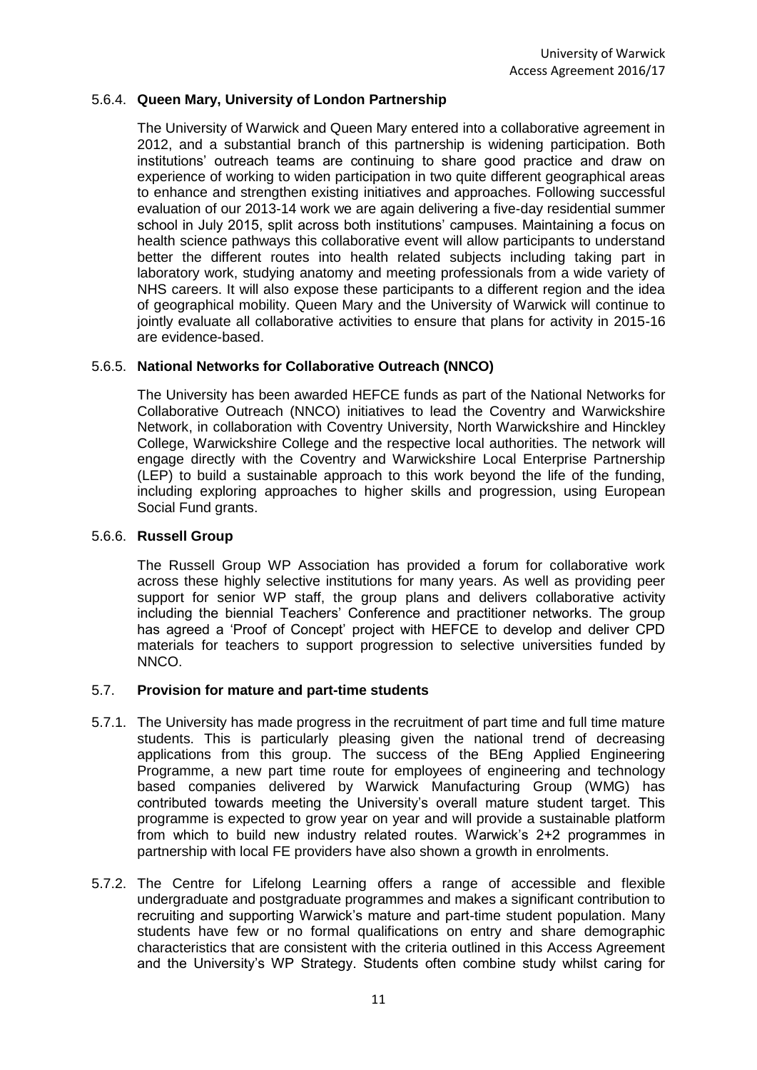#### 5.6.4. **Queen Mary, University of London Partnership**

The University of Warwick and Queen Mary entered into a collaborative agreement in 2012, and a substantial branch of this partnership is widening participation. Both institutions' outreach teams are continuing to share good practice and draw on experience of working to widen participation in two quite different geographical areas to enhance and strengthen existing initiatives and approaches. Following successful evaluation of our 2013-14 work we are again delivering a five-day residential summer school in July 2015, split across both institutions' campuses. Maintaining a focus on health science pathways this collaborative event will allow participants to understand better the different routes into health related subjects including taking part in laboratory work, studying anatomy and meeting professionals from a wide variety of NHS careers. It will also expose these participants to a different region and the idea of geographical mobility. Queen Mary and the University of Warwick will continue to jointly evaluate all collaborative activities to ensure that plans for activity in 2015-16 are evidence-based.

#### 5.6.5. **National Networks for Collaborative Outreach (NNCO)**

The University has been awarded HEFCE funds as part of the National Networks for Collaborative Outreach (NNCO) initiatives to lead the Coventry and Warwickshire Network, in collaboration with Coventry University, North Warwickshire and Hinckley College, Warwickshire College and the respective local authorities. The network will engage directly with the Coventry and Warwickshire Local Enterprise Partnership (LEP) to build a sustainable approach to this work beyond the life of the funding, including exploring approaches to higher skills and progression, using European Social Fund grants.

#### 5.6.6. **Russell Group**

The Russell Group WP Association has provided a forum for collaborative work across these highly selective institutions for many years. As well as providing peer support for senior WP staff, the group plans and delivers collaborative activity including the biennial Teachers' Conference and practitioner networks. The group has agreed a 'Proof of Concept' project with HEFCE to develop and deliver CPD materials for teachers to support progression to selective universities funded by NNCO.

### 5.7. **Provision for mature and part-time students**

5.7.1. The University has made progress in the recruitment of part time and full time mature students. This is particularly pleasing given the national trend of decreasing applications from this group. The success of the BEng Applied Engineering Programme, a new part time route for employees of engineering and technology based companies delivered by Warwick Manufacturing Group (WMG) has contributed towards meeting the University's overall mature student target. This programme is expected to grow year on year and will provide a sustainable platform from which to build new industry related routes. Warwick's 2+2 programmes in partnership with local FE providers have also shown a growth in enrolments.

5.7.2. The Centre for Lifelong Learning offers a range of accessible and flexible undergraduate and postgraduate programmes and makes a significant contribution to recruiting and supporting Warwick's mature and part-time student population. Many students have few or no formal qualifications on entry and share demographic characteristics that are consistent with the criteria outlined in this Access Agreement and the University's WP Strategy. Students often combine study whilst caring for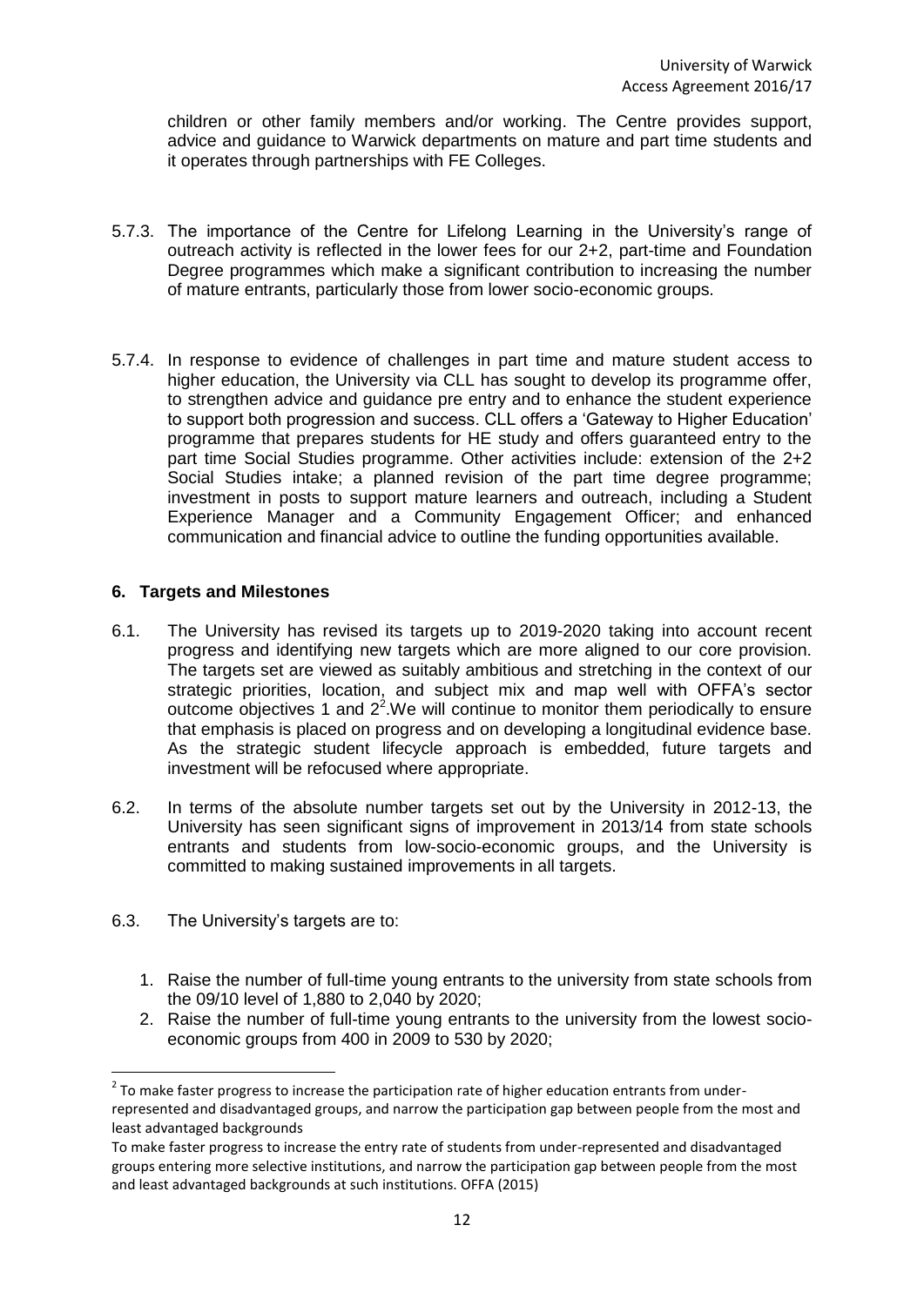children or other family members and/or working. The Centre provides support, advice and guidance to Warwick departments on mature and part time students and it operates through partnerships with FE Colleges.

5.7.3. The importance of the Centre for Lifelong Learning in the University's range of outreach activity is reflected in the lower fees for our 2+2, part-time and Foundation Degree programmes which make a significant contribution to increasing the number of mature entrants, particularly those from lower socio-economic groups.

5.7.4. In response to evidence of challenges in part time and mature student access to higher education, the University via CLL has sought to develop its programme offer, to strengthen advice and guidance pre entry and to enhance the student experience to support both progression and success. CLL offers a 'Gateway to Higher Education' programme that prepares students for HE study and offers guaranteed entry to the part time Social Studies programme. Other activities include: extension of the 2+2 Social Studies intake; a planned revision of the part time degree programme; investment in posts to support mature learners and outreach, including a Student Experience Manager and a Community Engagement Officer; and enhanced communication and financial advice to outline the funding opportunities available.

## 6. Targets and Milestones

6.1. The University has revised its targets up to 2019-2020 taking into account recent progress and identifying new targets which are more aligned to our core provision. The targets set are viewed as suitably ambitious and stretching in the context of our strategic priorities, location, and subject mix and map well with OFFA's sector outcome objectives 1 and 2[2].We will continue to monitor them periodically to ensure that emphasis is placed on progress and on developing a longitudinal evidence base. As the strategic student lifecycle approach is embedded, future targets and investment will be refocused where appropriate.

6.2. In terms of the absolute number targets set out by the University in 2012-13, the University has seen significant signs of improvement in 2013/14 from state schools entrants and students from low-socio-economic groups, and the University is committed to making sustained improvements in all targets.

6.3. The University's targets are to:

1. Raise the number of full-time young entrants to the university from state schools from the 09/10 level of 1,880 to 2,040 by 2020;
2. Raise the number of full-time young entrants to the university from the lowest socio-economic groups from 400 in 2009 to 530 by 2020;

---

[2] To make faster progress to increase the participation rate of higher education entrants from under-represented and disadvantaged groups, and narrow the participation gap between people from the most and least advantaged backgrounds

To make faster progress to increase the entry rate of students from under-represented and disadvantaged groups entering more selective institutions, and narrow the participation gap between people from the most and least advantaged backgrounds at such institutions. OFFA (2015)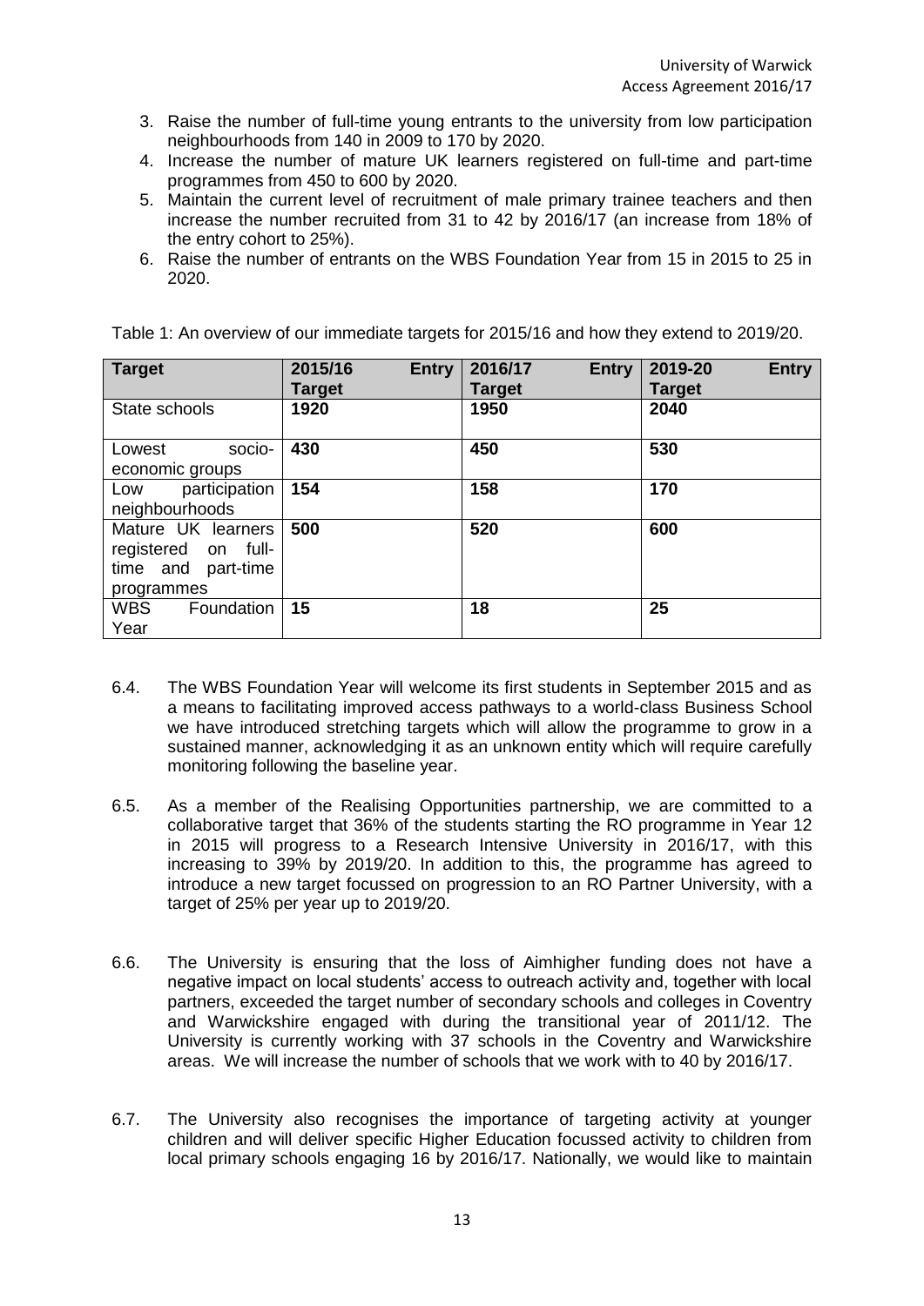3. Raise the number of full-time young entrants to the university from low participation neighbourhoods from 140 in 2009 to 170 by 2020.
4. Increase the number of mature UK learners registered on full-time and part-time programmes from 450 to 600 by 2020.
5. Maintain the current level of recruitment of male primary trainee teachers and then increase the number recruited from 31 to 42 by 2016/17 (an increase from 18% of the entry cohort to 25%).
6. Raise the number of entrants on the WBS Foundation Year from 15 in 2015 to 25 in 2020.

Table 1: An overview of our immediate targets for 2015/16 and how they extend to 2019/20.

| Target | 2015/16 Entry Target | 2016/17 Entry Target | 2019-20 Entry Target |
|---|---|---|---|
| State schools | **1920** | **1950** | **2040** |
| Lowest socio-economic groups | **430** | **450** | **530** |
| Low participation neighbourhoods | **154** | **158** | **170** |
| Mature UK learners registered on full-time and part-time programmes | **500** | **520** | **600** |
| WBS Foundation Year | **15** | **18** | **25** |

6.4. The WBS Foundation Year will welcome its first students in September 2015 and as a means to facilitating improved access pathways to a world-class Business School we have introduced stretching targets which will allow the programme to grow in a sustained manner, acknowledging it as an unknown entity which will require carefully monitoring following the baseline year.

6.5. As a member of the Realising Opportunities partnership, we are committed to a collaborative target that 36% of the students starting the RO programme in Year 12 in 2015 will progress to a Research Intensive University in 2016/17, with this increasing to 39% by 2019/20. In addition to this, the programme has agreed to introduce a new target focussed on progression to an RO Partner University, with a target of 25% per year up to 2019/20.

6.6. The University is ensuring that the loss of Aimhigher funding does not have a negative impact on local students' access to outreach activity and, together with local partners, exceeded the target number of secondary schools and colleges in Coventry and Warwickshire engaged with during the transitional year of 2011/12. The University is currently working with 37 schools in the Coventry and Warwickshire areas. We will increase the number of schools that we work with to 40 by 2016/17.

6.7. The University also recognises the importance of targeting activity at younger children and will deliver specific Higher Education focussed activity to children from local primary schools engaging 16 by 2016/17. Nationally, we would like to maintain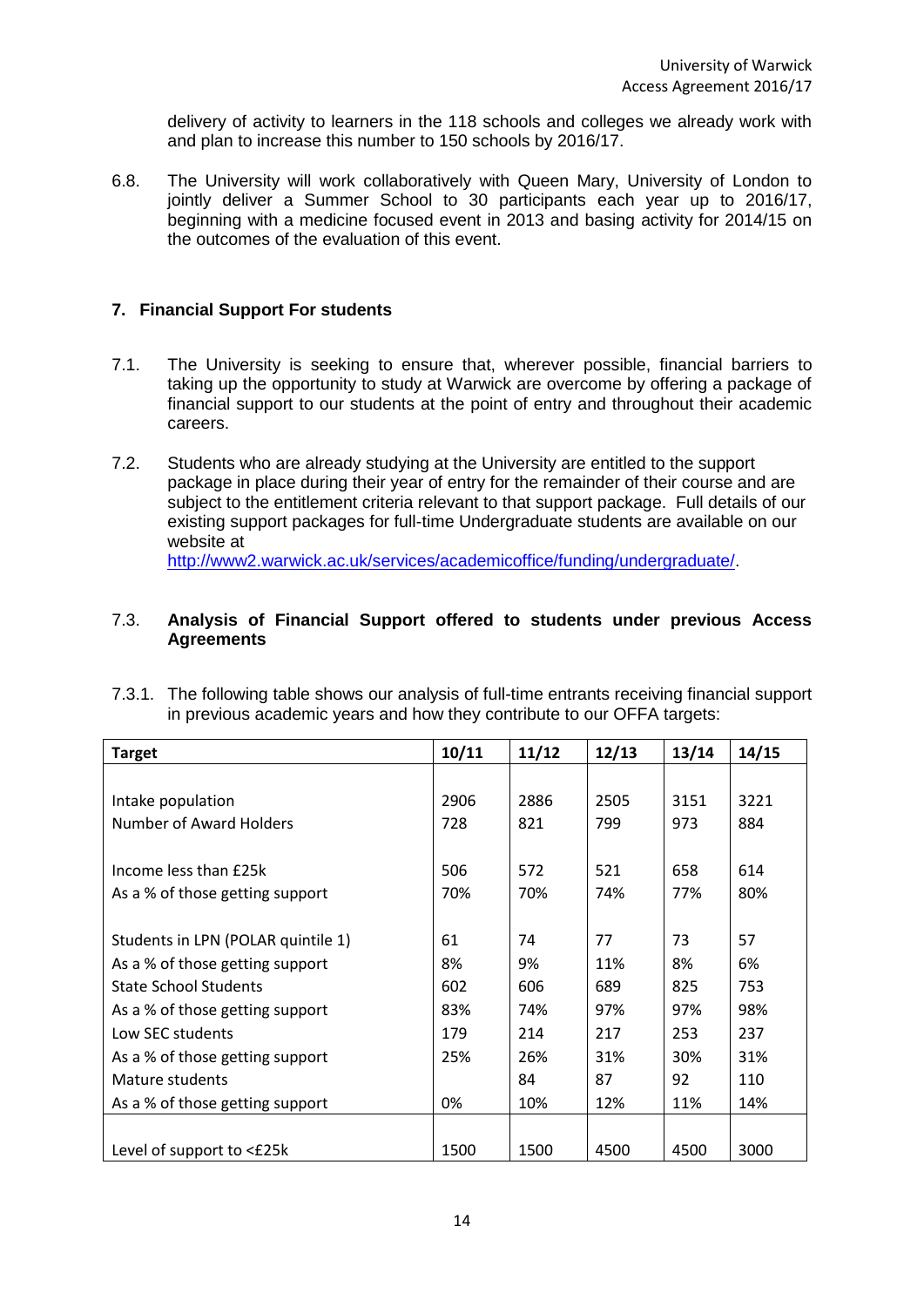delivery of activity to learners in the 118 schools and colleges we already work with and plan to increase this number to 150 schools by 2016/17.

6.8. The University will work collaboratively with Queen Mary, University of London to jointly deliver a Summer School to 30 participants each year up to 2016/17, beginning with a medicine focused event in 2013 and basing activity for 2014/15 on the outcomes of the evaluation of this event.

## 7. Financial Support For students

7.1. The University is seeking to ensure that, wherever possible, financial barriers to taking up the opportunity to study at Warwick are overcome by offering a package of financial support to our students at the point of entry and throughout their academic careers.

7.2. Students who are already studying at the University are entitled to the support package in place during their year of entry for the remainder of their course and are subject to the entitlement criteria relevant to that support package. Full details of our existing support packages for full-time Undergraduate students are available on our website at http://www2.warwick.ac.uk/services/academicoffice/funding/undergraduate/.

### 7.3. Analysis of Financial Support offered to students under previous Access Agreements

7.3.1. The following table shows our analysis of full-time entrants receiving financial support in previous academic years and how they contribute to our OFFA targets:

| Target | 10/11 | 11/12 | 12/13 | 13/14 | 14/15 |
|---|---|---|---|---|---|
| Intake population | 2906 | 2886 | 2505 | 3151 | 3221 |
| Number of Award Holders | 728 | 821 | 799 | 973 | 884 |
| Income less than £25k | 506 | 572 | 521 | 658 | 614 |
| As a % of those getting support | 70% | 70% | 74% | 77% | 80% |
| Students in LPN (POLAR quintile 1) | 61 | 74 | 77 | 73 | 57 |
| As a % of those getting support | 8% | 9% | 11% | 8% | 6% |
| State School Students | 602 | 606 | 689 | 825 | 753 |
| As a % of those getting support | 83% | 74% | 97% | 97% | 98% |
| Low SEC students | 179 | 214 | 217 | 253 | 237 |
| As a % of those getting support | 25% | 26% | 31% | 30% | 31% |
| Mature students | | 84 | 87 | 92 | 110 |
| As a % of those getting support | 0% | 10% | 12% | 11% | 14% |
| Level of support to <£25k | 1500 | 1500 | 4500 | 4500 | 3000 |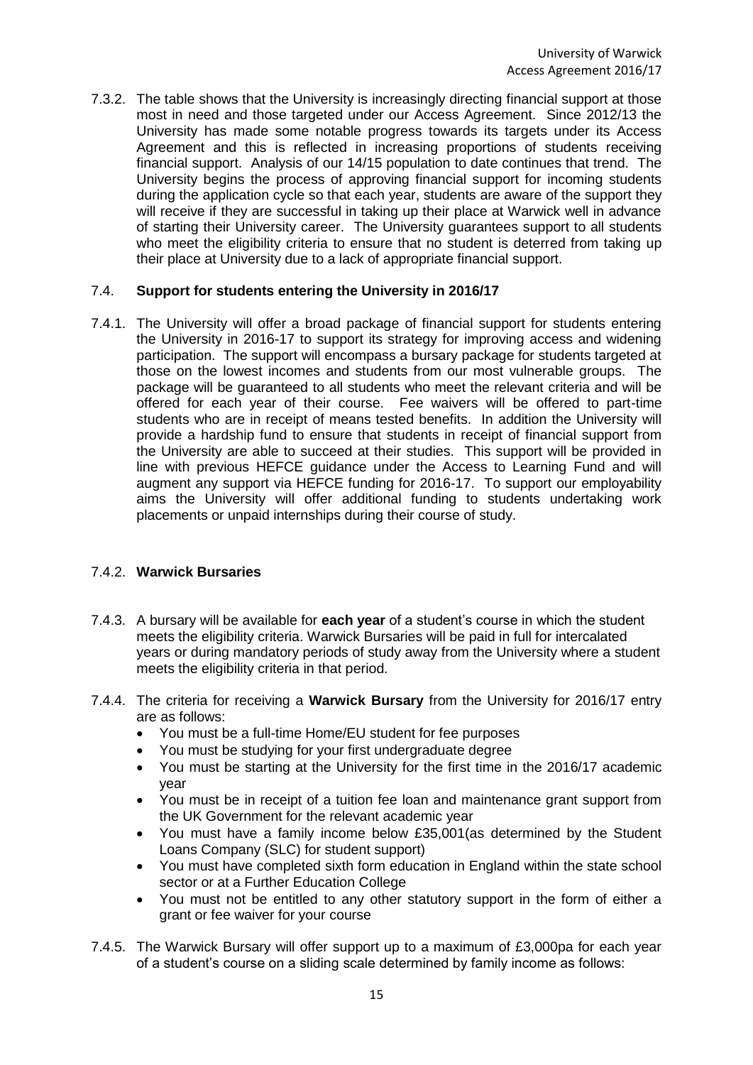7.3.2. The table shows that the University is increasingly directing financial support at those most in need and those targeted under our Access Agreement. Since 2012/13 the University has made some notable progress towards its targets under its Access Agreement and this is reflected in increasing proportions of students receiving financial support. Analysis of our 14/15 population to date continues that trend. The University begins the process of approving financial support for incoming students during the application cycle so that each year, students are aware of the support they will receive if they are successful in taking up their place at Warwick well in advance of starting their University career. The University guarantees support to all students who meet the eligibility criteria to ensure that no student is deterred from taking up their place at University due to a lack of appropriate financial support.

### 7.4. **Support for students entering the University in 2016/17**

7.4.1. The University will offer a broad package of financial support for students entering the University in 2016-17 to support its strategy for improving access and widening participation. The support will encompass a bursary package for students targeted at those on the lowest incomes and students from our most vulnerable groups. The package will be guaranteed to all students who meet the relevant criteria and will be offered for each year of their course. Fee waivers will be offered to part-time students who are in receipt of means tested benefits. In addition the University will provide a hardship fund to ensure that students in receipt of financial support from the University are able to succeed at their studies. This support will be provided in line with previous HEFCE guidance under the Access to Learning Fund and will augment any support via HEFCE funding for 2016-17. To support our employability aims the University will offer additional funding to students undertaking work placements or unpaid internships during their course of study.

### 7.4.2. **Warwick Bursaries**

7.4.3. A bursary will be available for **each year** of a student's course in which the student meets the eligibility criteria. Warwick Bursaries will be paid in full for intercalated years or during mandatory periods of study away from the University where a student meets the eligibility criteria in that period.

7.4.4. The criteria for receiving a **Warwick Bursary** from the University for 2016/17 entry are as follows:

- You must be a full-time Home/EU student for fee purposes
- You must be studying for your first undergraduate degree
- You must be starting at the University for the first time in the 2016/17 academic year
- You must be in receipt of a tuition fee loan and maintenance grant support from the UK Government for the relevant academic year
- You must have a family income below £35,001(as determined by the Student Loans Company (SLC) for student support)
- You must have completed sixth form education in England within the state school sector or at a Further Education College
- You must not be entitled to any other statutory support in the form of either a grant or fee waiver for your course

7.4.5. The Warwick Bursary will offer support up to a maximum of £3,000pa for each year of a student's course on a sliding scale determined by family income as follows: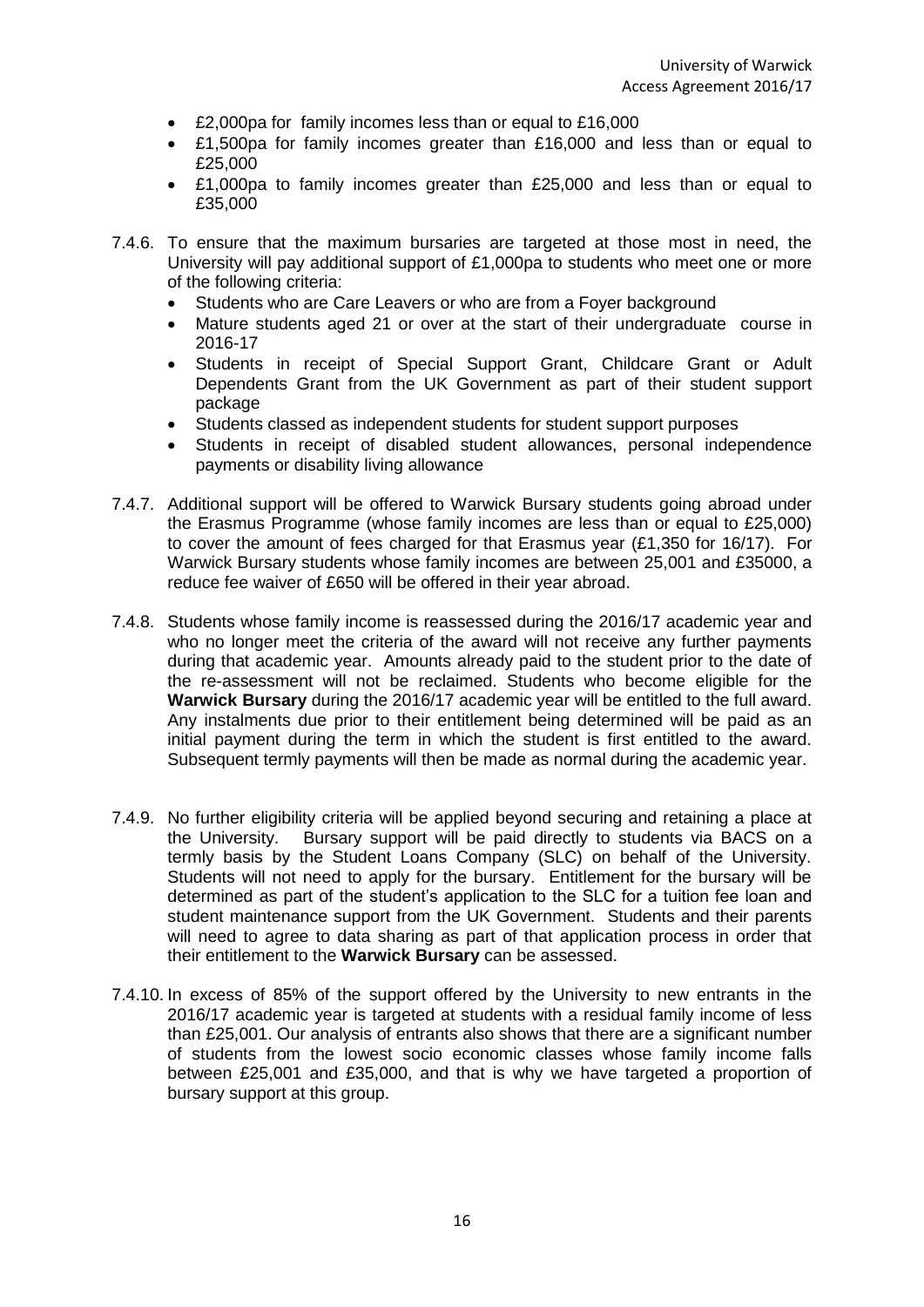- £2,000pa for family incomes less than or equal to £16,000
- £1,500pa for family incomes greater than £16,000 and less than or equal to £25,000
- £1,000pa to family incomes greater than £25,000 and less than or equal to £35,000

7.4.6. To ensure that the maximum bursaries are targeted at those most in need, the University will pay additional support of £1,000pa to students who meet one or more of the following criteria:

- Students who are Care Leavers or who are from a Foyer background
- Mature students aged 21 or over at the start of their undergraduate course in 2016-17
- Students in receipt of Special Support Grant, Childcare Grant or Adult Dependents Grant from the UK Government as part of their student support package
- Students classed as independent students for student support purposes
- Students in receipt of disabled student allowances, personal independence payments or disability living allowance

7.4.7. Additional support will be offered to Warwick Bursary students going abroad under the Erasmus Programme (whose family incomes are less than or equal to £25,000) to cover the amount of fees charged for that Erasmus year (£1,350 for 16/17). For Warwick Bursary students whose family incomes are between 25,001 and £35000, a reduce fee waiver of £650 will be offered in their year abroad.

7.4.8. Students whose family income is reassessed during the 2016/17 academic year and who no longer meet the criteria of the award will not receive any further payments during that academic year. Amounts already paid to the student prior to the date of the re-assessment will not be reclaimed. Students who become eligible for the **Warwick Bursary** during the 2016/17 academic year will be entitled to the full award. Any instalments due prior to their entitlement being determined will be paid as an initial payment during the term in which the student is first entitled to the award. Subsequent termly payments will then be made as normal during the academic year.

7.4.9. No further eligibility criteria will be applied beyond securing and retaining a place at the University. Bursary support will be paid directly to students via BACS on a termly basis by the Student Loans Company (SLC) on behalf of the University. Students will not need to apply for the bursary. Entitlement for the bursary will be determined as part of the student's application to the SLC for a tuition fee loan and student maintenance support from the UK Government. Students and their parents will need to agree to data sharing as part of that application process in order that their entitlement to the **Warwick Bursary** can be assessed.

7.4.10. In excess of 85% of the support offered by the University to new entrants in the 2016/17 academic year is targeted at students with a residual family income of less than £25,001. Our analysis of entrants also shows that there are a significant number of students from the lowest socio economic classes whose family income falls between £25,001 and £35,000, and that is why we have targeted a proportion of bursary support at this group.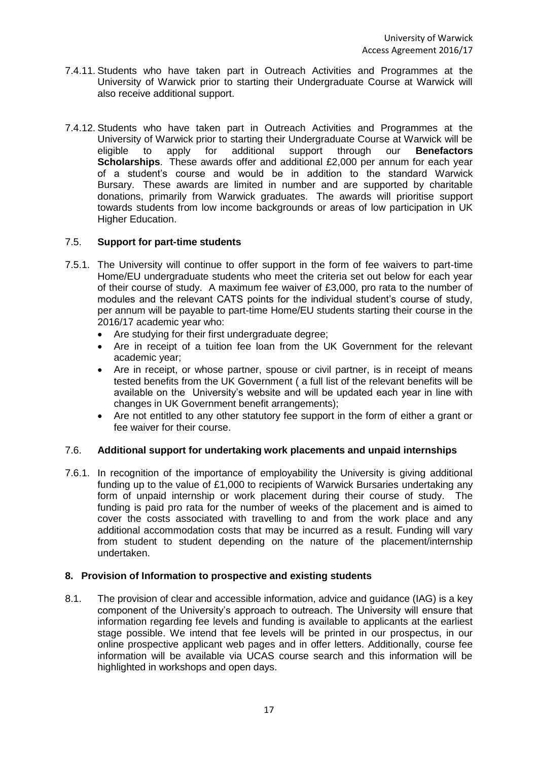7.4.11. Students who have taken part in Outreach Activities and Programmes at the University of Warwick prior to starting their Undergraduate Course at Warwick will also receive additional support.

7.4.12. Students who have taken part in Outreach Activities and Programmes at the University of Warwick prior to starting their Undergraduate Course at Warwick will be eligible to apply for additional support through our **Benefactors Scholarships**. These awards offer and additional £2,000 per annum for each year of a student's course and would be in addition to the standard Warwick Bursary. These awards are limited in number and are supported by charitable donations, primarily from Warwick graduates. The awards will prioritise support towards students from low income backgrounds or areas of low participation in UK Higher Education.

### 7.5. **Support for part-time students**

7.5.1. The University will continue to offer support in the form of fee waivers to part-time Home/EU undergraduate students who meet the criteria set out below for each year of their course of study. A maximum fee waiver of £3,000, pro rata to the number of modules and the relevant CATS points for the individual student's course of study, per annum will be payable to part-time Home/EU students starting their course in the 2016/17 academic year who:

- Are studying for their first undergraduate degree;
- Are in receipt of a tuition fee loan from the UK Government for the relevant academic year;
- Are in receipt, or whose partner, spouse or civil partner, is in receipt of means tested benefits from the UK Government ( a full list of the relevant benefits will be available on the University's website and will be updated each year in line with changes in UK Government benefit arrangements);
- Are not entitled to any other statutory fee support in the form of either a grant or fee waiver for their course.

### 7.6. **Additional support for undertaking work placements and unpaid internships**

7.6.1. In recognition of the importance of employability the University is giving additional funding up to the value of £1,000 to recipients of Warwick Bursaries undertaking any form of unpaid internship or work placement during their course of study. The funding is paid pro rata for the number of weeks of the placement and is aimed to cover the costs associated with travelling to and from the work place and any additional accommodation costs that may be incurred as a result. Funding will vary from student to student depending on the nature of the placement/internship undertaken.

## 8. **Provision of Information to prospective and existing students**

8.1. The provision of clear and accessible information, advice and guidance (IAG) is a key component of the University's approach to outreach. The University will ensure that information regarding fee levels and funding is available to applicants at the earliest stage possible. We intend that fee levels will be printed in our prospectus, in our online prospective applicant web pages and in offer letters. Additionally, course fee information will be available via UCAS course search and this information will be highlighted in workshops and open days.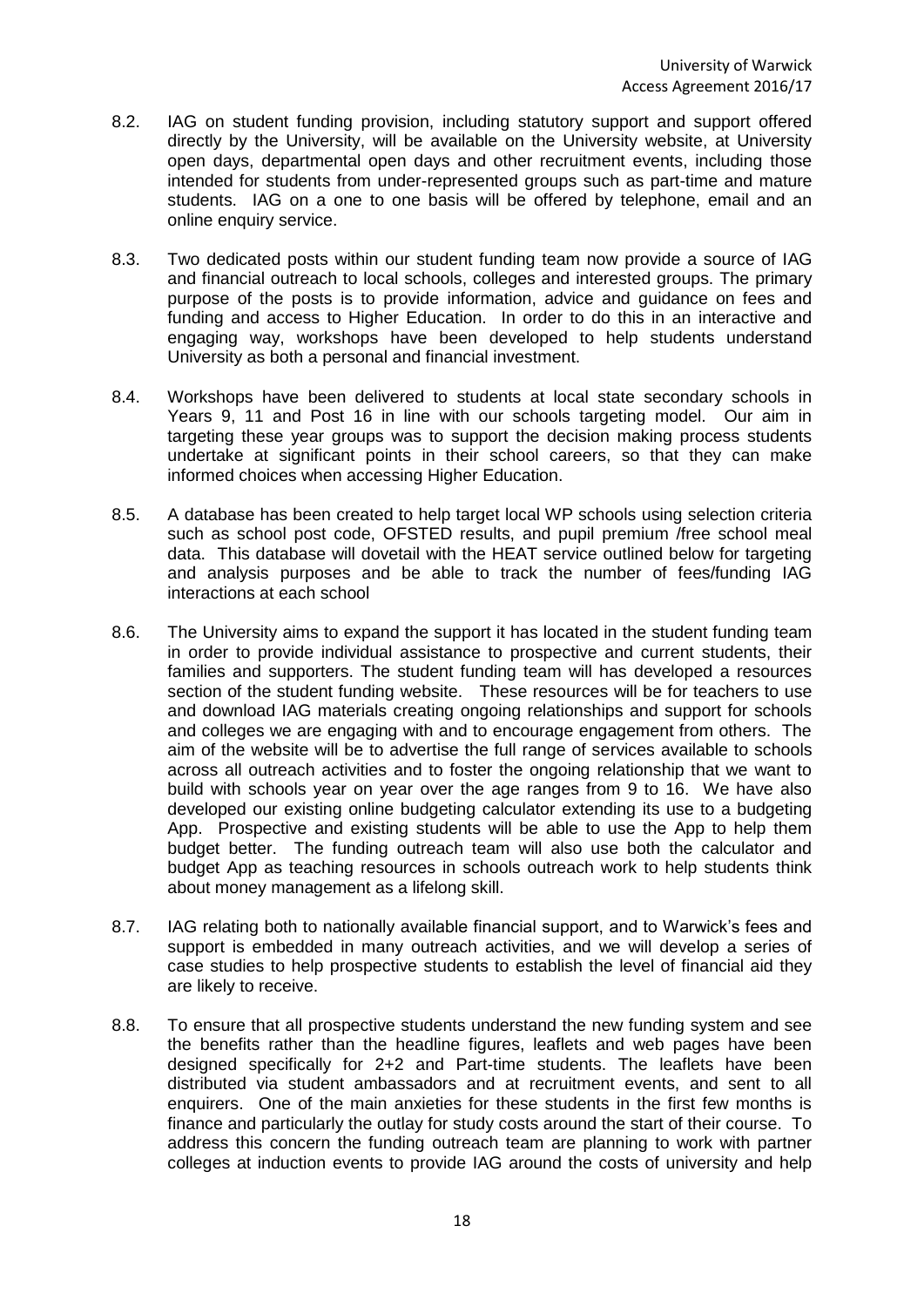8.2. IAG on student funding provision, including statutory support and support offered directly by the University, will be available on the University website, at University open days, departmental open days and other recruitment events, including those intended for students from under-represented groups such as part-time and mature students. IAG on a one to one basis will be offered by telephone, email and an online enquiry service.

8.3. Two dedicated posts within our student funding team now provide a source of IAG and financial outreach to local schools, colleges and interested groups. The primary purpose of the posts is to provide information, advice and guidance on fees and funding and access to Higher Education. In order to do this in an interactive and engaging way, workshops have been developed to help students understand University as both a personal and financial investment.

8.4. Workshops have been delivered to students at local state secondary schools in Years 9, 11 and Post 16 in line with our schools targeting model. Our aim in targeting these year groups was to support the decision making process students undertake at significant points in their school careers, so that they can make informed choices when accessing Higher Education.

8.5. A database has been created to help target local WP schools using selection criteria such as school post code, OFSTED results, and pupil premium /free school meal data. This database will dovetail with the HEAT service outlined below for targeting and analysis purposes and be able to track the number of fees/funding IAG interactions at each school

8.6. The University aims to expand the support it has located in the student funding team in order to provide individual assistance to prospective and current students, their families and supporters. The student funding team will has developed a resources section of the student funding website. These resources will be for teachers to use and download IAG materials creating ongoing relationships and support for schools and colleges we are engaging with and to encourage engagement from others. The aim of the website will be to advertise the full range of services available to schools across all outreach activities and to foster the ongoing relationship that we want to build with schools year on year over the age ranges from 9 to 16. We have also developed our existing online budgeting calculator extending its use to a budgeting App. Prospective and existing students will be able to use the App to help them budget better. The funding outreach team will also use both the calculator and budget App as teaching resources in schools outreach work to help students think about money management as a lifelong skill.

8.7. IAG relating both to nationally available financial support, and to Warwick's fees and support is embedded in many outreach activities, and we will develop a series of case studies to help prospective students to establish the level of financial aid they are likely to receive.

8.8. To ensure that all prospective students understand the new funding system and see the benefits rather than the headline figures, leaflets and web pages have been designed specifically for 2+2 and Part-time students. The leaflets have been distributed via student ambassadors and at recruitment events, and sent to all enquirers. One of the main anxieties for these students in the first few months is finance and particularly the outlay for study costs around the start of their course. To address this concern the funding outreach team are planning to work with partner colleges at induction events to provide IAG around the costs of university and help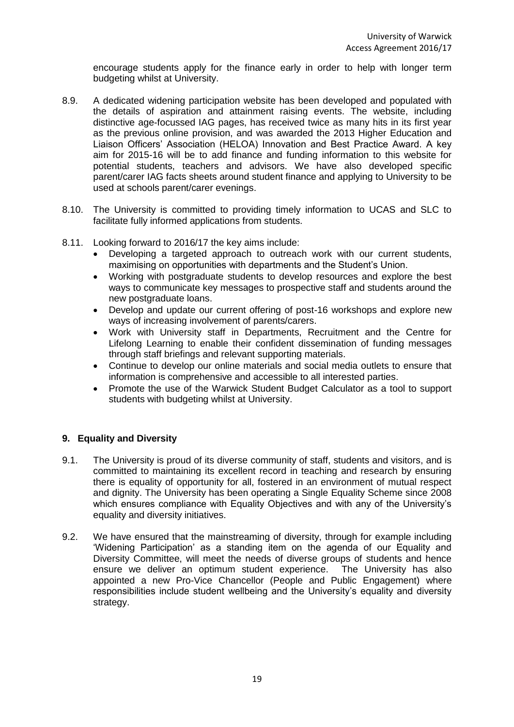encourage students apply for the finance early in order to help with longer term budgeting whilst at University.

8.9. A dedicated widening participation website has been developed and populated with the details of aspiration and attainment raising events. The website, including distinctive age-focussed IAG pages, has received twice as many hits in its first year as the previous online provision, and was awarded the 2013 Higher Education and Liaison Officers' Association (HELOA) Innovation and Best Practice Award. A key aim for 2015-16 will be to add finance and funding information to this website for potential students, teachers and advisors. We have also developed specific parent/carer IAG facts sheets around student finance and applying to University to be used at schools parent/carer evenings.

8.10. The University is committed to providing timely information to UCAS and SLC to facilitate fully informed applications from students.

8.11. Looking forward to 2016/17 the key aims include:

- Developing a targeted approach to outreach work with our current students, maximising on opportunities with departments and the Student's Union.
- Working with postgraduate students to develop resources and explore the best ways to communicate key messages to prospective staff and students around the new postgraduate loans.
- Develop and update our current offering of post-16 workshops and explore new ways of increasing involvement of parents/carers.
- Work with University staff in Departments, Recruitment and the Centre for Lifelong Learning to enable their confident dissemination of funding messages through staff briefings and relevant supporting materials.
- Continue to develop our online materials and social media outlets to ensure that information is comprehensive and accessible to all interested parties.
- Promote the use of the Warwick Student Budget Calculator as a tool to support students with budgeting whilst at University.

## 9. Equality and Diversity

9.1. The University is proud of its diverse community of staff, students and visitors, and is committed to maintaining its excellent record in teaching and research by ensuring there is equality of opportunity for all, fostered in an environment of mutual respect and dignity. The University has been operating a Single Equality Scheme since 2008 which ensures compliance with Equality Objectives and with any of the University's equality and diversity initiatives.

9.2. We have ensured that the mainstreaming of diversity, through for example including 'Widening Participation' as a standing item on the agenda of our Equality and Diversity Committee, will meet the needs of diverse groups of students and hence ensure we deliver an optimum student experience. The University has also appointed a new Pro-Vice Chancellor (People and Public Engagement) where responsibilities include student wellbeing and the University's equality and diversity strategy.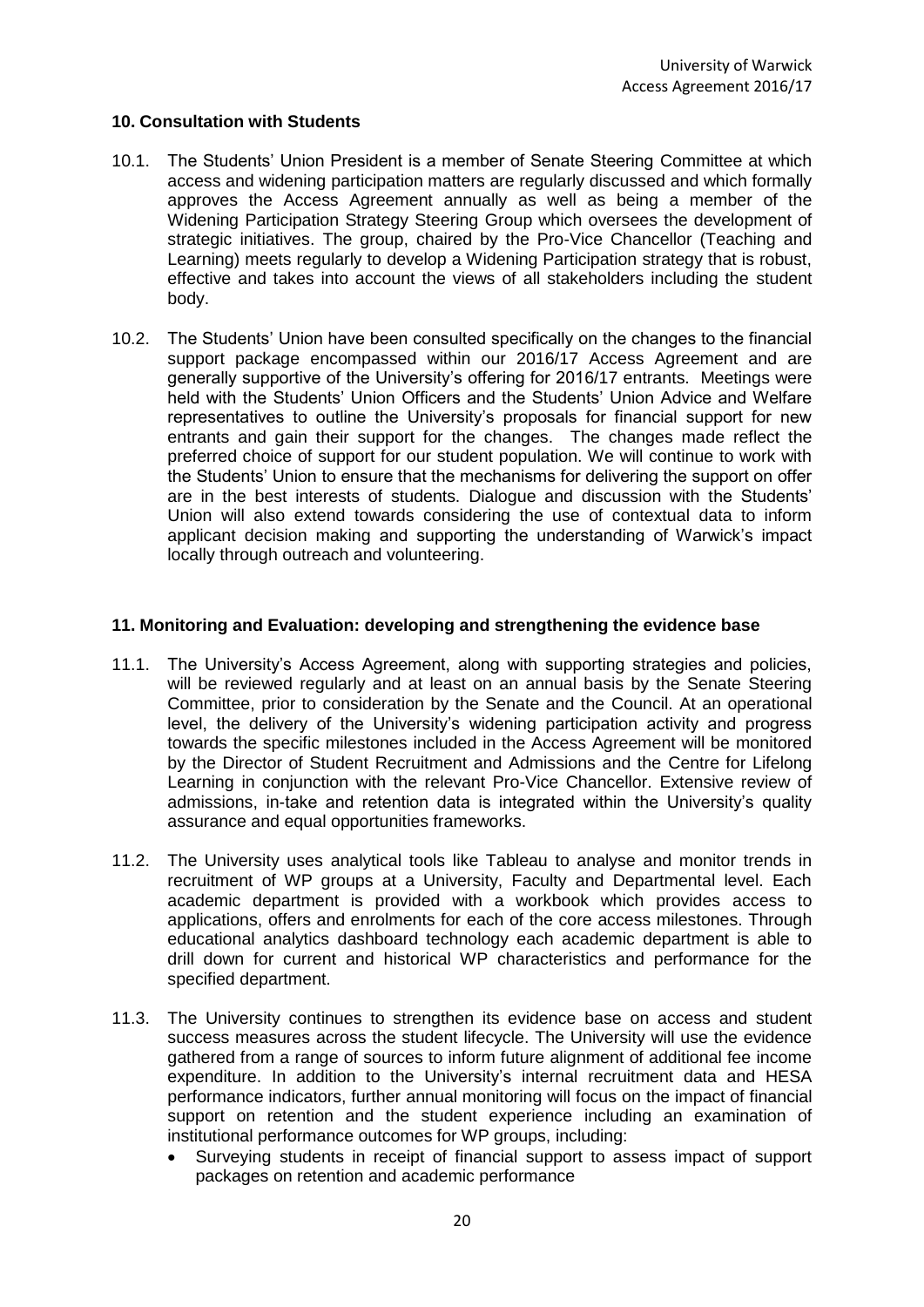## 10. Consultation with Students

10.1. The Students' Union President is a member of Senate Steering Committee at which access and widening participation matters are regularly discussed and which formally approves the Access Agreement annually as well as being a member of the Widening Participation Strategy Steering Group which oversees the development of strategic initiatives. The group, chaired by the Pro-Vice Chancellor (Teaching and Learning) meets regularly to develop a Widening Participation strategy that is robust, effective and takes into account the views of all stakeholders including the student body.

10.2. The Students' Union have been consulted specifically on the changes to the financial support package encompassed within our 2016/17 Access Agreement and are generally supportive of the University's offering for 2016/17 entrants. Meetings were held with the Students' Union Officers and the Students' Union Advice and Welfare representatives to outline the University's proposals for financial support for new entrants and gain their support for the changes. The changes made reflect the preferred choice of support for our student population. We will continue to work with the Students' Union to ensure that the mechanisms for delivering the support on offer are in the best interests of students. Dialogue and discussion with the Students' Union will also extend towards considering the use of contextual data to inform applicant decision making and supporting the understanding of Warwick's impact locally through outreach and volunteering.

## 11. Monitoring and Evaluation: developing and strengthening the evidence base

11.1. The University's Access Agreement, along with supporting strategies and policies, will be reviewed regularly and at least on an annual basis by the Senate Steering Committee, prior to consideration by the Senate and the Council. At an operational level, the delivery of the University's widening participation activity and progress towards the specific milestones included in the Access Agreement will be monitored by the Director of Student Recruitment and Admissions and the Centre for Lifelong Learning in conjunction with the relevant Pro-Vice Chancellor. Extensive review of admissions, in-take and retention data is integrated within the University's quality assurance and equal opportunities frameworks.

11.2. The University uses analytical tools like Tableau to analyse and monitor trends in recruitment of WP groups at a University, Faculty and Departmental level. Each academic department is provided with a workbook which provides access to applications, offers and enrolments for each of the core access milestones. Through educational analytics dashboard technology each academic department is able to drill down for current and historical WP characteristics and performance for the specified department.

11.3. The University continues to strengthen its evidence base on access and student success measures across the student lifecycle. The University will use the evidence gathered from a range of sources to inform future alignment of additional fee income expenditure. In addition to the University's internal recruitment data and HESA performance indicators, further annual monitoring will focus on the impact of financial support on retention and the student experience including an examination of institutional performance outcomes for WP groups, including:

- Surveying students in receipt of financial support to assess impact of support packages on retention and academic performance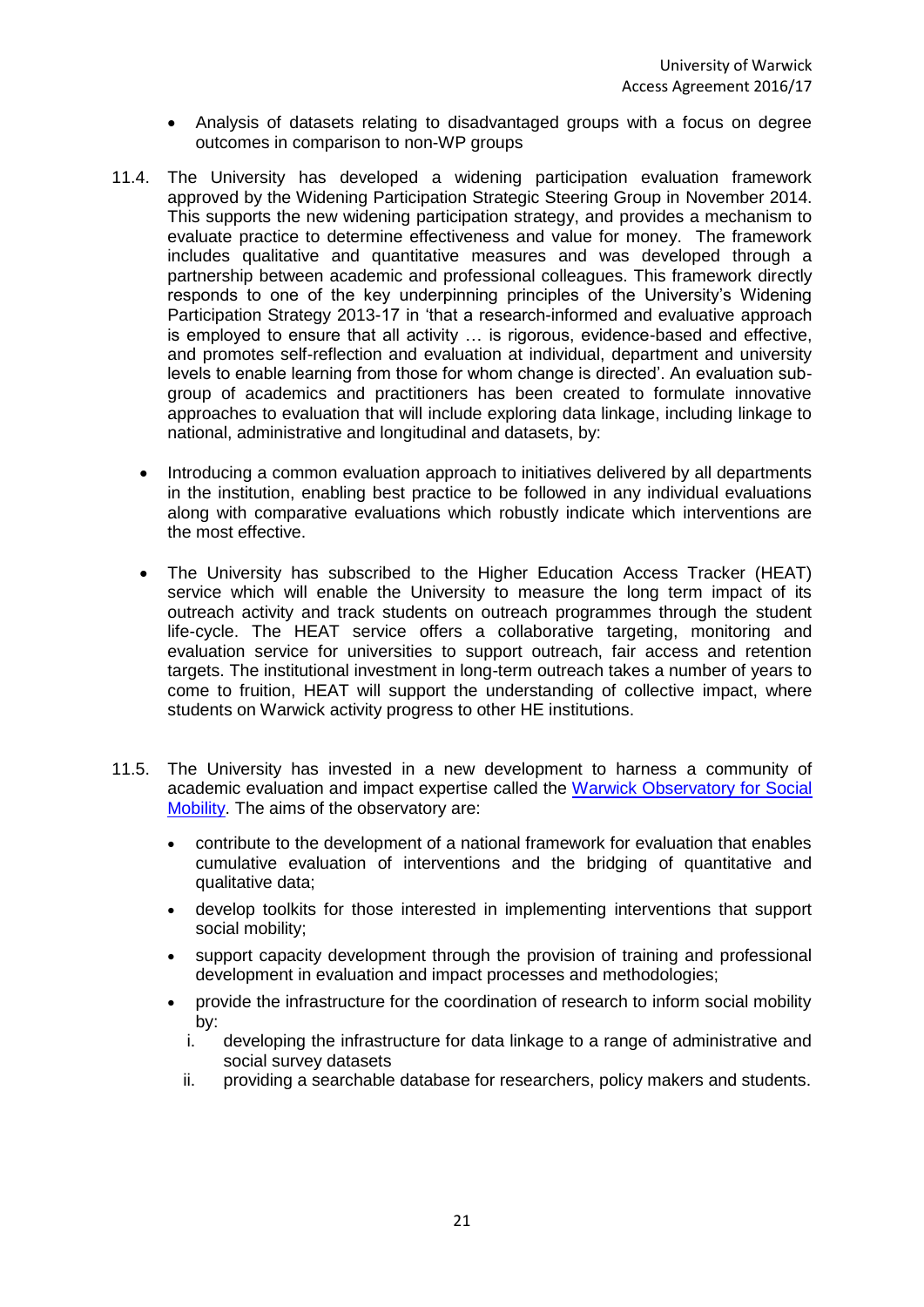- Analysis of datasets relating to disadvantaged groups with a focus on degree outcomes in comparison to non-WP groups

11.4. The University has developed a widening participation evaluation framework approved by the Widening Participation Strategic Steering Group in November 2014. This supports the new widening participation strategy, and provides a mechanism to evaluate practice to determine effectiveness and value for money. The framework includes qualitative and quantitative measures and was developed through a partnership between academic and professional colleagues. This framework directly responds to one of the key underpinning principles of the University's Widening Participation Strategy 2013-17 in 'that a research-informed and evaluative approach is employed to ensure that all activity … is rigorous, evidence-based and effective, and promotes self-reflection and evaluation at individual, department and university levels to enable learning from those for whom change is directed'. An evaluation sub-group of academics and practitioners has been created to formulate innovative approaches to evaluation that will include exploring data linkage, including linkage to national, administrative and longitudinal and datasets, by:

- Introducing a common evaluation approach to initiatives delivered by all departments in the institution, enabling best practice to be followed in any individual evaluations along with comparative evaluations which robustly indicate which interventions are the most effective.
- The University has subscribed to the Higher Education Access Tracker (HEAT) service which will enable the University to measure the long term impact of its outreach activity and track students on outreach programmes through the student life-cycle. The HEAT service offers a collaborative targeting, monitoring and evaluation service for universities to support outreach, fair access and retention targets. The institutional investment in long-term outreach takes a number of years to come to fruition, HEAT will support the understanding of collective impact, where students on Warwick activity progress to other HE institutions.

11.5. The University has invested in a new development to harness a community of academic evaluation and impact expertise called the Warwick Observatory for Social Mobility. The aims of the observatory are:

- contribute to the development of a national framework for evaluation that enables cumulative evaluation of interventions and the bridging of quantitative and qualitative data;
- develop toolkits for those interested in implementing interventions that support social mobility;
- support capacity development through the provision of training and professional development in evaluation and impact processes and methodologies;
- provide the infrastructure for the coordination of research to inform social mobility by:
  i. developing the infrastructure for data linkage to a range of administrative and social survey datasets
  ii. providing a searchable database for researchers, policy makers and students.